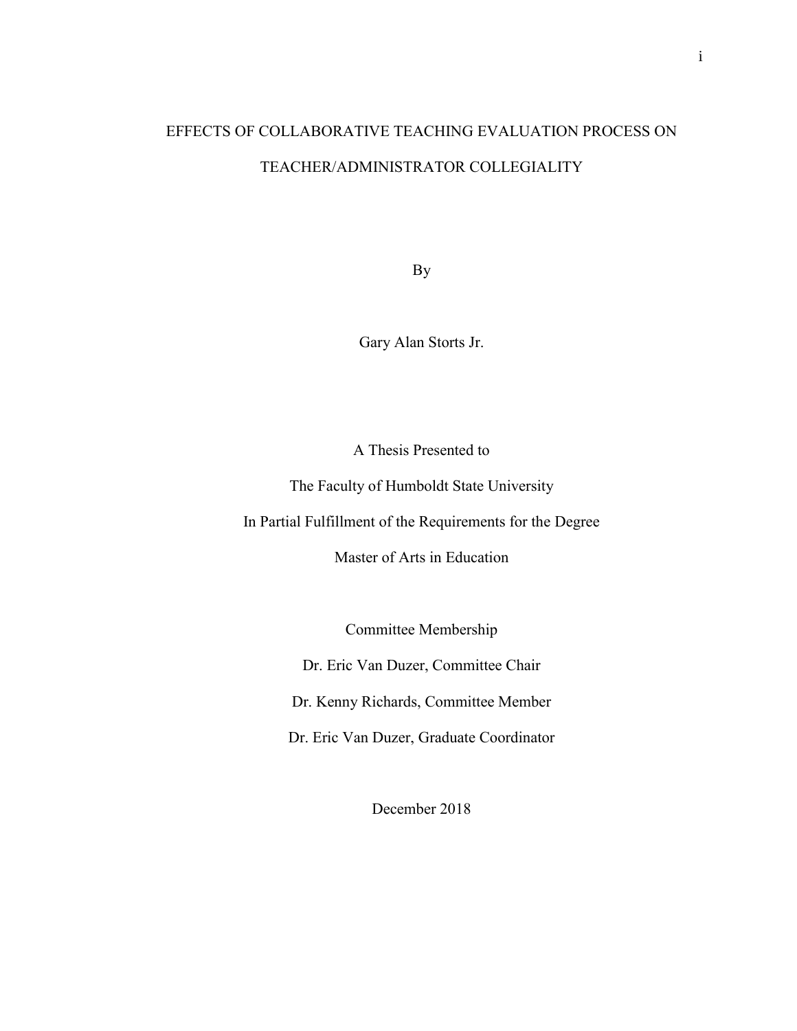# EFFECTS OF COLLABORATIVE TEACHING EVALUATION PROCESS ON TEACHER/ADMINISTRATOR COLLEGIALITY

By

Gary Alan Storts Jr.

A Thesis Presented to

The Faculty of Humboldt State University

In Partial Fulfillment of the Requirements for the Degree

Master of Arts in Education

Committee Membership

Dr. Eric Van Duzer, Committee Chair

Dr. Kenny Richards, Committee Member

Dr. Eric Van Duzer, Graduate Coordinator

December 2018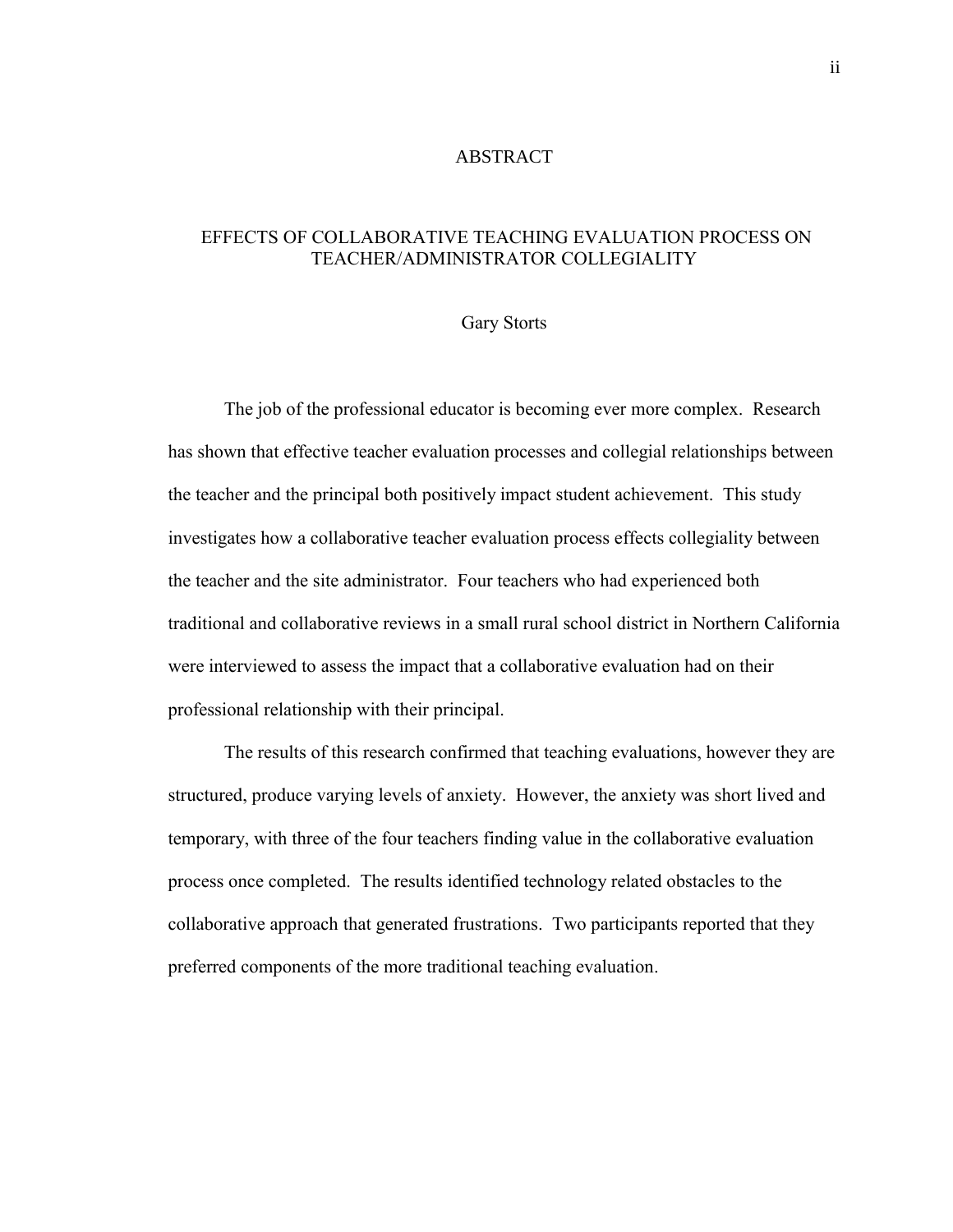# ABSTRACT

## EFFECTS OF COLLABORATIVE TEACHING EVALUATION PROCESS ON TEACHER/ADMINISTRATOR COLLEGIALITY

Gary Storts

The job of the professional educator is becoming ever more complex. Research has shown that effective teacher evaluation processes and collegial relationships between the teacher and the principal both positively impact student achievement. This study investigates how a collaborative teacher evaluation process effects collegiality between the teacher and the site administrator. Four teachers who had experienced both traditional and collaborative reviews in a small rural school district in Northern California were interviewed to assess the impact that a collaborative evaluation had on their professional relationship with their principal.

The results of this research confirmed that teaching evaluations, however they are structured, produce varying levels of anxiety. However, the anxiety was short lived and temporary, with three of the four teachers finding value in the collaborative evaluation process once completed. The results identified technology related obstacles to the collaborative approach that generated frustrations. Two participants reported that they preferred components of the more traditional teaching evaluation.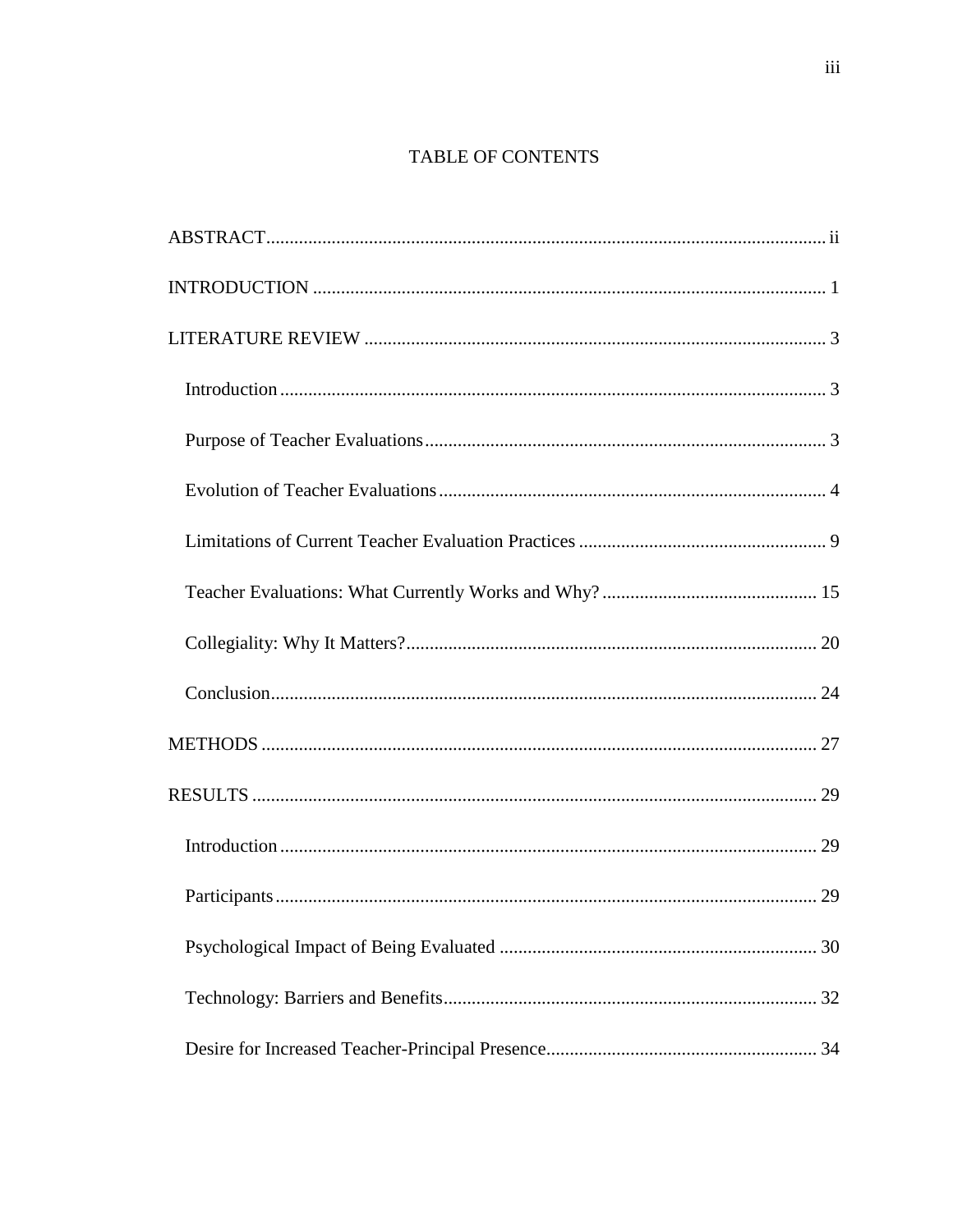# TABLE OF CONTENTS

ABSTRACT........................................................................................................................ ii

INTRODUCTION ............................................................................................................. 1

LITERATURE REVIEW .................................................................................................. 3

- Introduction .................................................................................................................... 3
- Purpose of Teacher Evaluations ...................................................................................... 3
- Evolution of Teacher Evaluations ................................................................................... 4
- Limitations of Current Teacher Evaluation Practices ..................................................... 9
- Teacher Evaluations: What Currently Works and Why? .............................................. 15
- Collegiality: Why It Matters? ........................................................................................ 20
- Conclusion ..................................................................................................................... 24

METHODS ...................................................................................................................... 27

RESULTS ........................................................................................................................ 29

- Introduction ................................................................................................................... 29
- Participants .................................................................................................................... 29
- Psychological Impact of Being Evaluated .................................................................... 30
- Technology: Barriers and Benefits ................................................................................ 32
- Desire for Increased Teacher-Principal Presence .......................................................... 34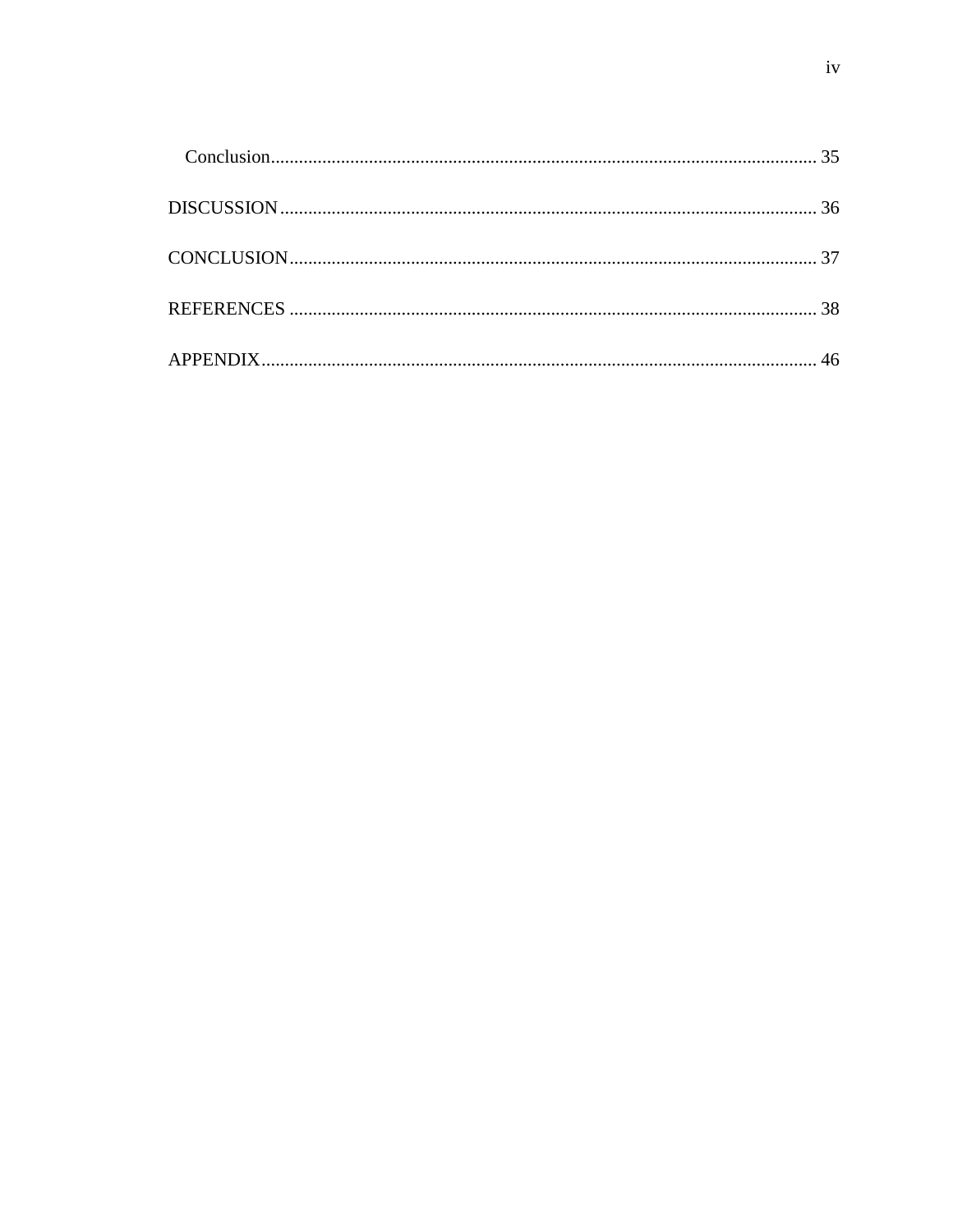Conclusion..................................................................................................................... 35

DISCUSSION................................................................................................................... 36

CONCLUSION................................................................................................................. 37

REFERENCES ................................................................................................................ 38

APPENDIX....................................................................................................................... 46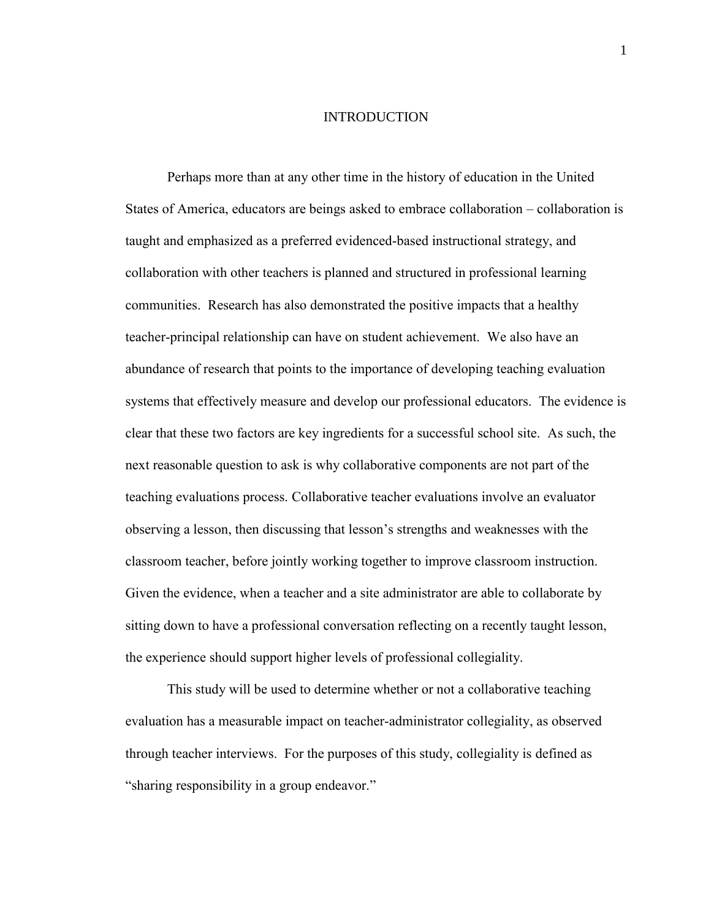# INTRODUCTION

Perhaps more than at any other time in the history of education in the United States of America, educators are beings asked to embrace collaboration – collaboration is taught and emphasized as a preferred evidenced-based instructional strategy, and collaboration with other teachers is planned and structured in professional learning communities. Research has also demonstrated the positive impacts that a healthy teacher-principal relationship can have on student achievement. We also have an abundance of research that points to the importance of developing teaching evaluation systems that effectively measure and develop our professional educators. The evidence is clear that these two factors are key ingredients for a successful school site. As such, the next reasonable question to ask is why collaborative components are not part of the teaching evaluations process. Collaborative teacher evaluations involve an evaluator observing a lesson, then discussing that lesson's strengths and weaknesses with the classroom teacher, before jointly working together to improve classroom instruction. Given the evidence, when a teacher and a site administrator are able to collaborate by sitting down to have a professional conversation reflecting on a recently taught lesson, the experience should support higher levels of professional collegiality.

This study will be used to determine whether or not a collaborative teaching evaluation has a measurable impact on teacher-administrator collegiality, as observed through teacher interviews. For the purposes of this study, collegiality is defined as "sharing responsibility in a group endeavor."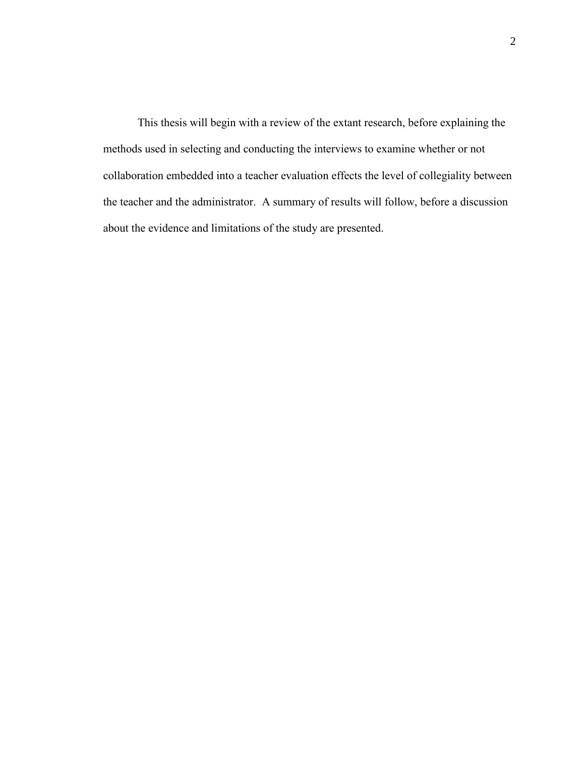This thesis will begin with a review of the extant research, before explaining the methods used in selecting and conducting the interviews to examine whether or not collaboration embedded into a teacher evaluation effects the level of collegiality between the teacher and the administrator. A summary of results will follow, before a discussion about the evidence and limitations of the study are presented.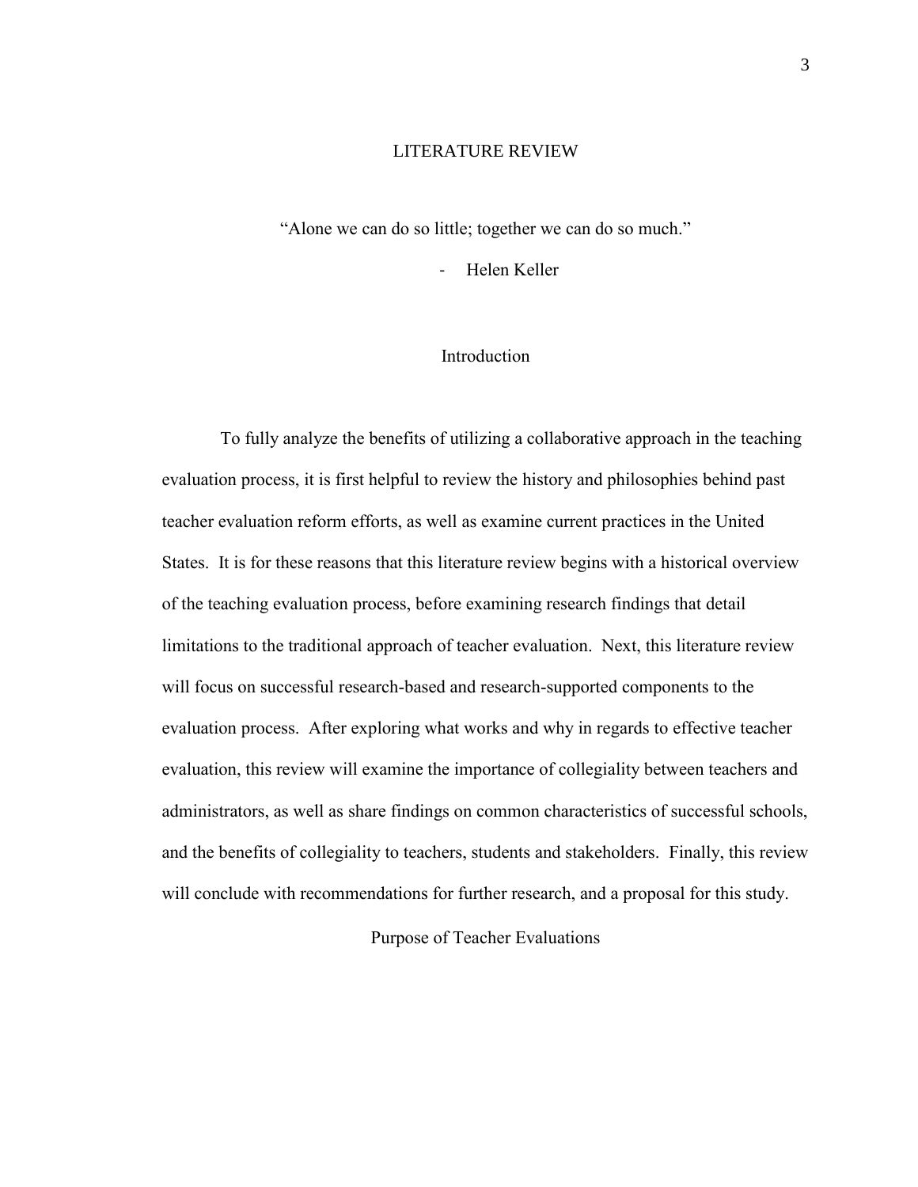# LITERATURE REVIEW

"Alone we can do so little; together we can do so much."

- Helen Keller

## Introduction

To fully analyze the benefits of utilizing a collaborative approach in the teaching evaluation process, it is first helpful to review the history and philosophies behind past teacher evaluation reform efforts, as well as examine current practices in the United States. It is for these reasons that this literature review begins with a historical overview of the teaching evaluation process, before examining research findings that detail limitations to the traditional approach of teacher evaluation. Next, this literature review will focus on successful research-based and research-supported components to the evaluation process. After exploring what works and why in regards to effective teacher evaluation, this review will examine the importance of collegiality between teachers and administrators, as well as share findings on common characteristics of successful schools, and the benefits of collegiality to teachers, students and stakeholders. Finally, this review will conclude with recommendations for further research, and a proposal for this study.

## Purpose of Teacher Evaluations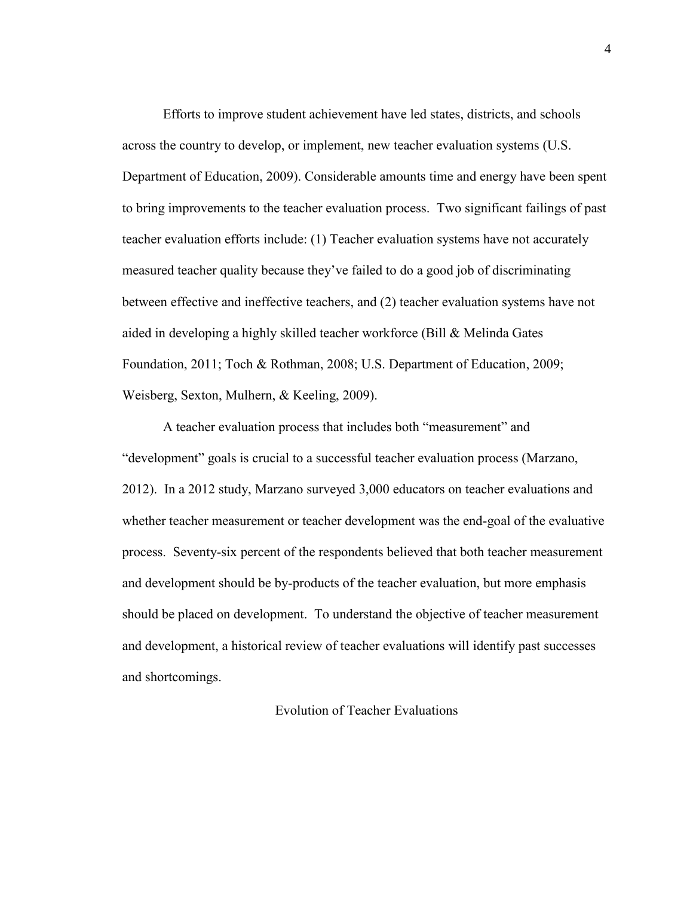Efforts to improve student achievement have led states, districts, and schools across the country to develop, or implement, new teacher evaluation systems (U.S. Department of Education, 2009). Considerable amounts time and energy have been spent to bring improvements to the teacher evaluation process. Two significant failings of past teacher evaluation efforts include: (1) Teacher evaluation systems have not accurately measured teacher quality because they've failed to do a good job of discriminating between effective and ineffective teachers, and (2) teacher evaluation systems have not aided in developing a highly skilled teacher workforce (Bill & Melinda Gates Foundation, 2011; Toch & Rothman, 2008; U.S. Department of Education, 2009; Weisberg, Sexton, Mulhern, & Keeling, 2009).

A teacher evaluation process that includes both "measurement" and "development" goals is crucial to a successful teacher evaluation process (Marzano, 2012). In a 2012 study, Marzano surveyed 3,000 educators on teacher evaluations and whether teacher measurement or teacher development was the end-goal of the evaluative process. Seventy-six percent of the respondents believed that both teacher measurement and development should be by-products of the teacher evaluation, but more emphasis should be placed on development. To understand the objective of teacher measurement and development, a historical review of teacher evaluations will identify past successes and shortcomings.

## Evolution of Teacher Evaluations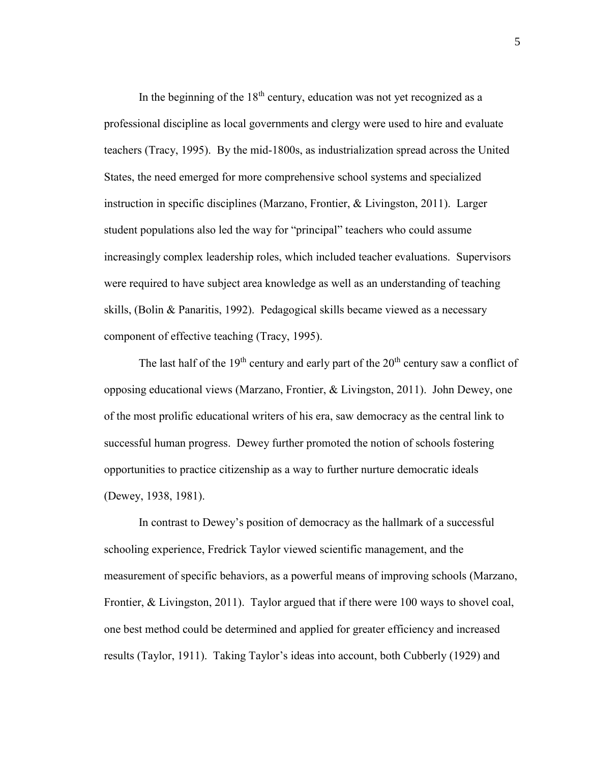In the beginning of the 18th century, education was not yet recognized as a professional discipline as local governments and clergy were used to hire and evaluate teachers (Tracy, 1995). By the mid-1800s, as industrialization spread across the United States, the need emerged for more comprehensive school systems and specialized instruction in specific disciplines (Marzano, Frontier, & Livingston, 2011). Larger student populations also led the way for "principal" teachers who could assume increasingly complex leadership roles, which included teacher evaluations. Supervisors were required to have subject area knowledge as well as an understanding of teaching skills, (Bolin & Panaritis, 1992). Pedagogical skills became viewed as a necessary component of effective teaching (Tracy, 1995).

The last half of the 19th century and early part of the 20th century saw a conflict of opposing educational views (Marzano, Frontier, & Livingston, 2011). John Dewey, one of the most prolific educational writers of his era, saw democracy as the central link to successful human progress. Dewey further promoted the notion of schools fostering opportunities to practice citizenship as a way to further nurture democratic ideals (Dewey, 1938, 1981).

In contrast to Dewey's position of democracy as the hallmark of a successful schooling experience, Fredrick Taylor viewed scientific management, and the measurement of specific behaviors, as a powerful means of improving schools (Marzano, Frontier, & Livingston, 2011). Taylor argued that if there were 100 ways to shovel coal, one best method could be determined and applied for greater efficiency and increased results (Taylor, 1911). Taking Taylor's ideas into account, both Cubberly (1929) and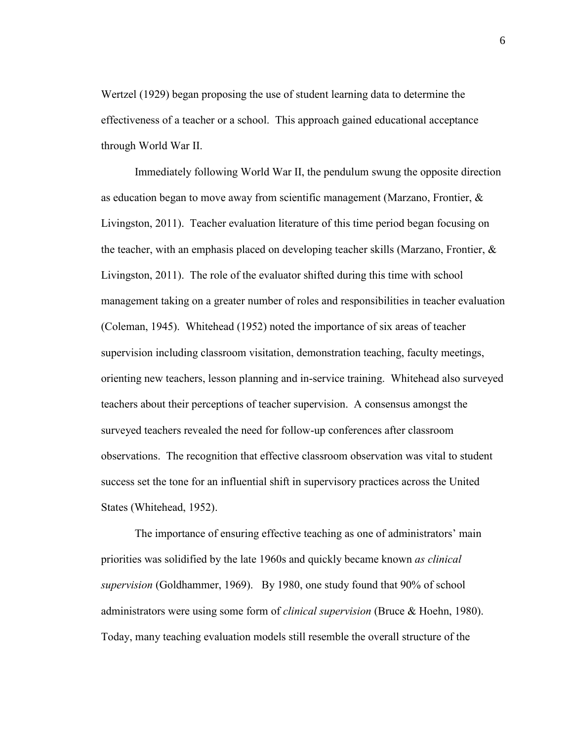Wertzel (1929) began proposing the use of student learning data to determine the effectiveness of a teacher or a school. This approach gained educational acceptance through World War II.

Immediately following World War II, the pendulum swung the opposite direction as education began to move away from scientific management (Marzano, Frontier, & Livingston, 2011). Teacher evaluation literature of this time period began focusing on the teacher, with an emphasis placed on developing teacher skills (Marzano, Frontier, & Livingston, 2011). The role of the evaluator shifted during this time with school management taking on a greater number of roles and responsibilities in teacher evaluation (Coleman, 1945). Whitehead (1952) noted the importance of six areas of teacher supervision including classroom visitation, demonstration teaching, faculty meetings, orienting new teachers, lesson planning and in-service training. Whitehead also surveyed teachers about their perceptions of teacher supervision. A consensus amongst the surveyed teachers revealed the need for follow-up conferences after classroom observations. The recognition that effective classroom observation was vital to student success set the tone for an influential shift in supervisory practices across the United States (Whitehead, 1952).

The importance of ensuring effective teaching as one of administrators' main priorities was solidified by the late 1960s and quickly became known *as clinical supervision* (Goldhammer, 1969). By 1980, one study found that 90% of school administrators were using some form of *clinical supervision* (Bruce & Hoehn, 1980). Today, many teaching evaluation models still resemble the overall structure of the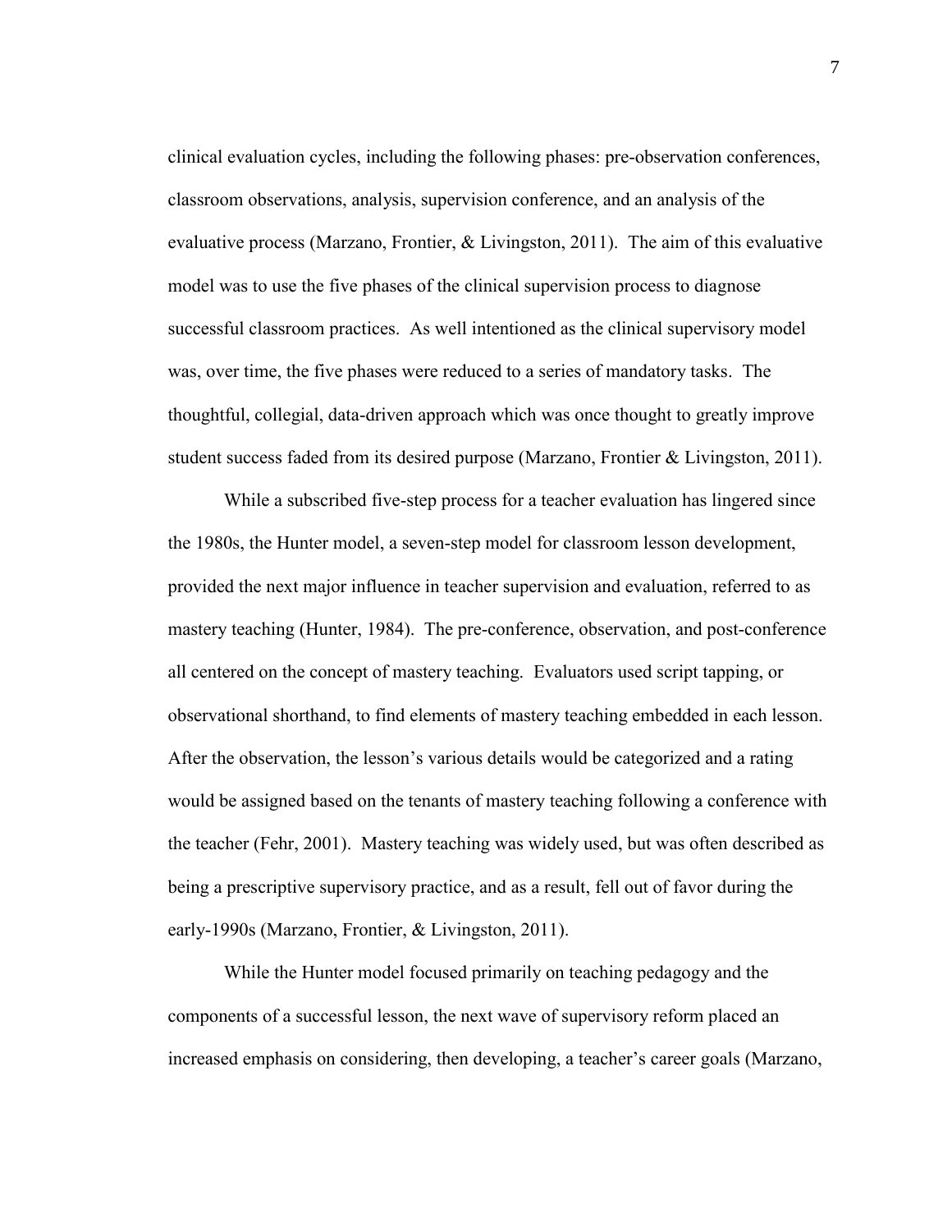clinical evaluation cycles, including the following phases: pre-observation conferences, classroom observations, analysis, supervision conference, and an analysis of the evaluative process (Marzano, Frontier, & Livingston, 2011). The aim of this evaluative model was to use the five phases of the clinical supervision process to diagnose successful classroom practices. As well intentioned as the clinical supervisory model was, over time, the five phases were reduced to a series of mandatory tasks. The thoughtful, collegial, data-driven approach which was once thought to greatly improve student success faded from its desired purpose (Marzano, Frontier & Livingston, 2011).

While a subscribed five-step process for a teacher evaluation has lingered since the 1980s, the Hunter model, a seven-step model for classroom lesson development, provided the next major influence in teacher supervision and evaluation, referred to as mastery teaching (Hunter, 1984). The pre-conference, observation, and post-conference all centered on the concept of mastery teaching. Evaluators used script tapping, or observational shorthand, to find elements of mastery teaching embedded in each lesson. After the observation, the lesson's various details would be categorized and a rating would be assigned based on the tenants of mastery teaching following a conference with the teacher (Fehr, 2001). Mastery teaching was widely used, but was often described as being a prescriptive supervisory practice, and as a result, fell out of favor during the early-1990s (Marzano, Frontier, & Livingston, 2011).

While the Hunter model focused primarily on teaching pedagogy and the components of a successful lesson, the next wave of supervisory reform placed an increased emphasis on considering, then developing, a teacher's career goals (Marzano,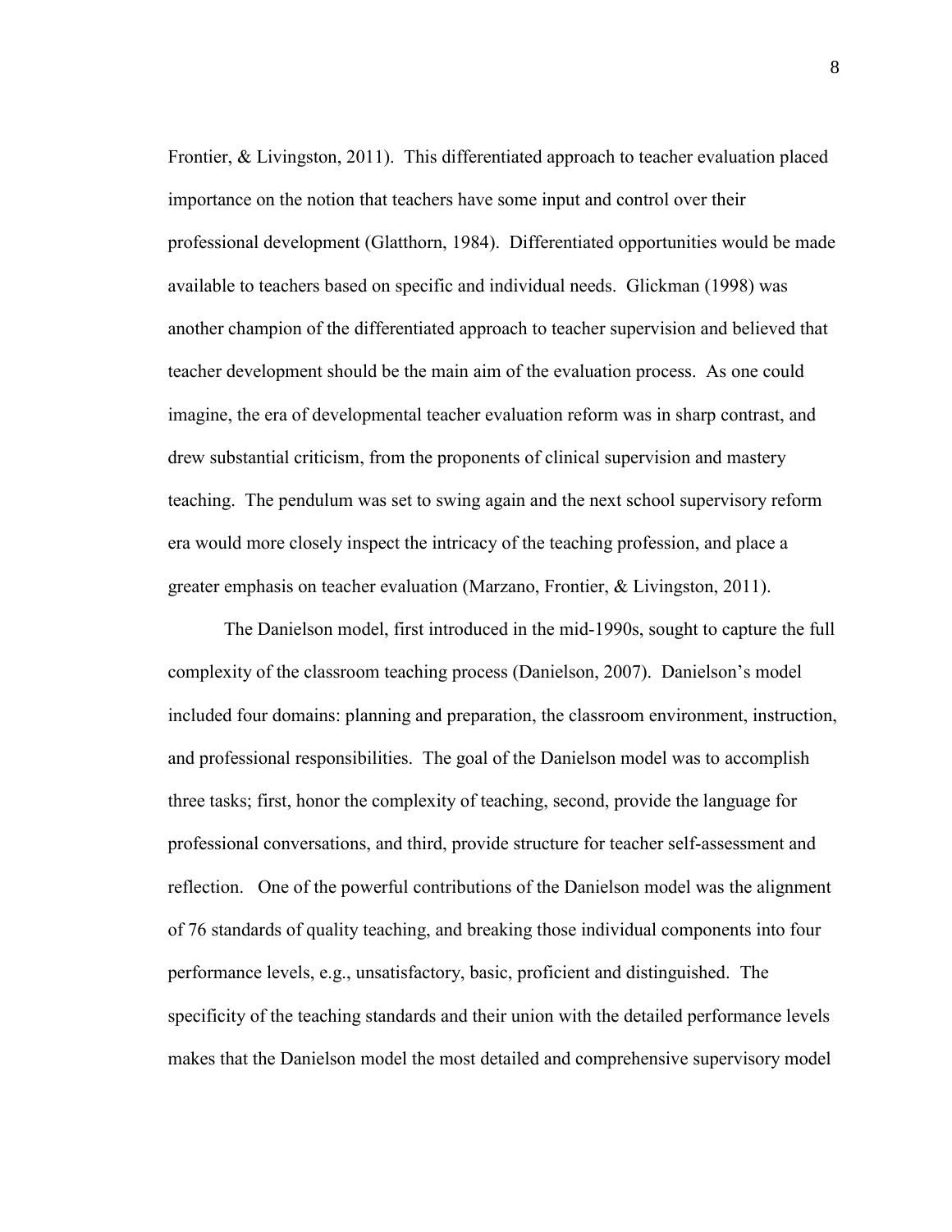Frontier, & Livingston, 2011). This differentiated approach to teacher evaluation placed importance on the notion that teachers have some input and control over their professional development (Glatthorn, 1984). Differentiated opportunities would be made available to teachers based on specific and individual needs. Glickman (1998) was another champion of the differentiated approach to teacher supervision and believed that teacher development should be the main aim of the evaluation process. As one could imagine, the era of developmental teacher evaluation reform was in sharp contrast, and drew substantial criticism, from the proponents of clinical supervision and mastery teaching. The pendulum was set to swing again and the next school supervisory reform era would more closely inspect the intricacy of the teaching profession, and place a greater emphasis on teacher evaluation (Marzano, Frontier, & Livingston, 2011).

The Danielson model, first introduced in the mid-1990s, sought to capture the full complexity of the classroom teaching process (Danielson, 2007). Danielson's model included four domains: planning and preparation, the classroom environment, instruction, and professional responsibilities. The goal of the Danielson model was to accomplish three tasks; first, honor the complexity of teaching, second, provide the language for professional conversations, and third, provide structure for teacher self-assessment and reflection. One of the powerful contributions of the Danielson model was the alignment of 76 standards of quality teaching, and breaking those individual components into four performance levels, e.g., unsatisfactory, basic, proficient and distinguished. The specificity of the teaching standards and their union with the detailed performance levels makes that the Danielson model the most detailed and comprehensive supervisory model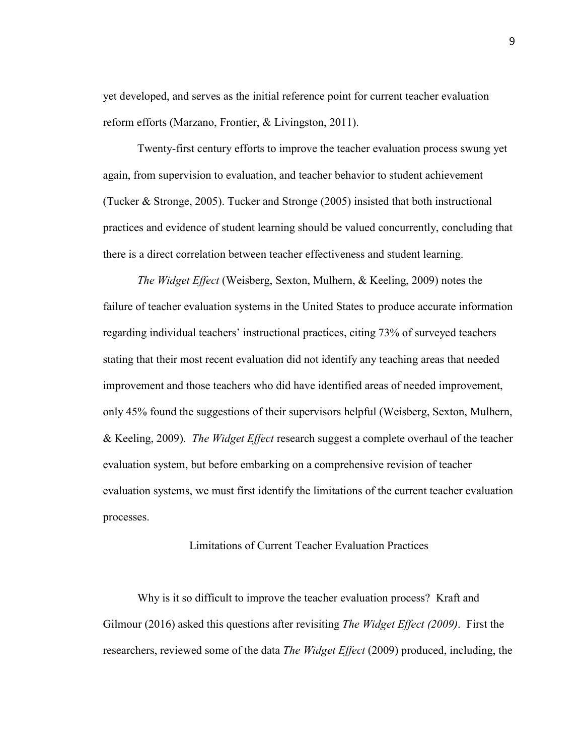yet developed, and serves as the initial reference point for current teacher evaluation reform efforts (Marzano, Frontier, & Livingston, 2011).

Twenty-first century efforts to improve the teacher evaluation process swung yet again, from supervision to evaluation, and teacher behavior to student achievement (Tucker & Stronge, 2005). Tucker and Stronge (2005) insisted that both instructional practices and evidence of student learning should be valued concurrently, concluding that there is a direct correlation between teacher effectiveness and student learning.

*The Widget Effect* (Weisberg, Sexton, Mulhern, & Keeling, 2009) notes the failure of teacher evaluation systems in the United States to produce accurate information regarding individual teachers' instructional practices, citing 73% of surveyed teachers stating that their most recent evaluation did not identify any teaching areas that needed improvement and those teachers who did have identified areas of needed improvement, only 45% found the suggestions of their supervisors helpful (Weisberg, Sexton, Mulhern, & Keeling, 2009). *The Widget Effect* research suggest a complete overhaul of the teacher evaluation system, but before embarking on a comprehensive revision of teacher evaluation systems, we must first identify the limitations of the current teacher evaluation processes.

## Limitations of Current Teacher Evaluation Practices

Why is it so difficult to improve the teacher evaluation process? Kraft and Gilmour (2016) asked this questions after revisiting *The Widget Effect (2009)*. First the researchers, reviewed some of the data *The Widget Effect* (2009) produced, including, the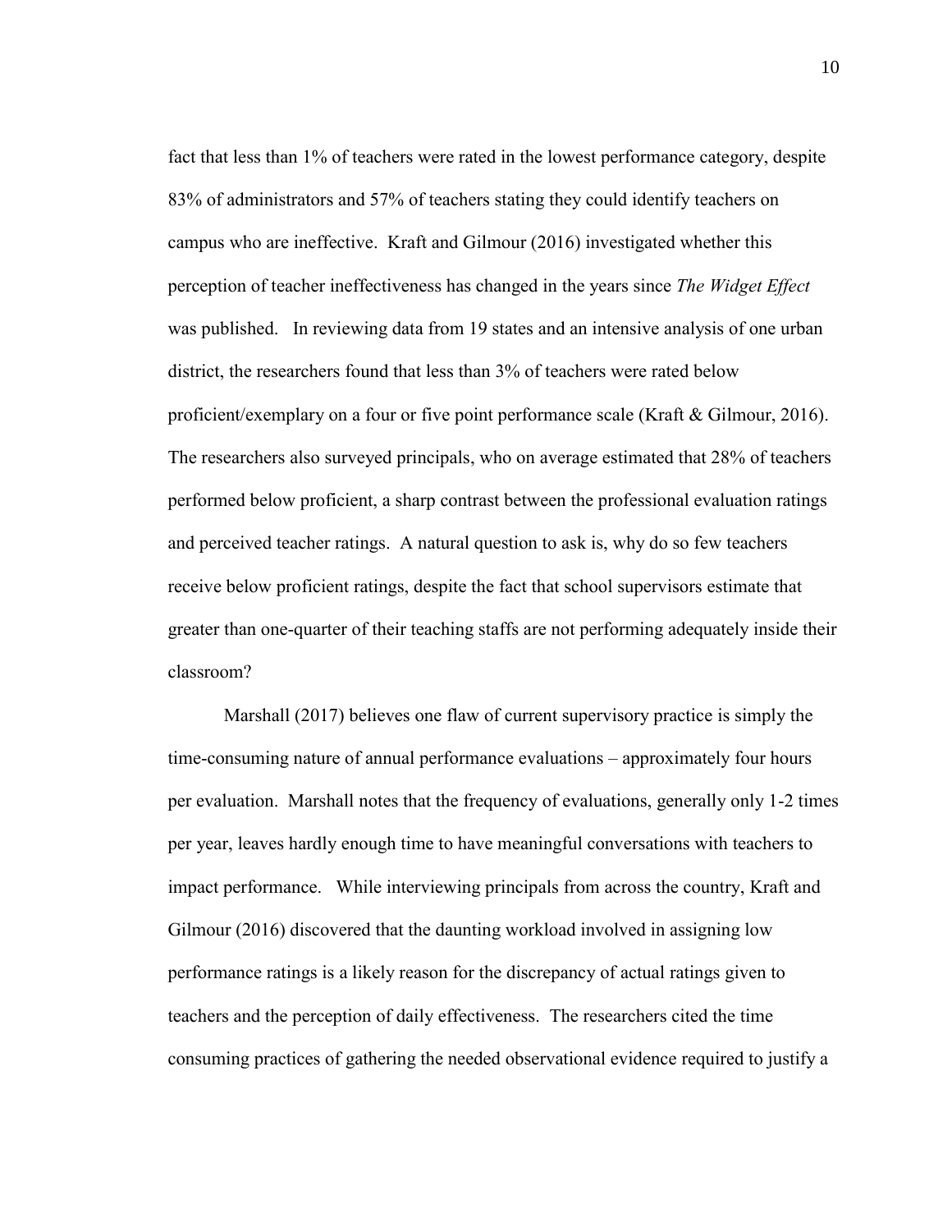fact that less than 1% of teachers were rated in the lowest performance category, despite 83% of administrators and 57% of teachers stating they could identify teachers on campus who are ineffective. Kraft and Gilmour (2016) investigated whether this perception of teacher ineffectiveness has changed in the years since *The Widget Effect* was published. In reviewing data from 19 states and an intensive analysis of one urban district, the researchers found that less than 3% of teachers were rated below proficient/exemplary on a four or five point performance scale (Kraft & Gilmour, 2016). The researchers also surveyed principals, who on average estimated that 28% of teachers performed below proficient, a sharp contrast between the professional evaluation ratings and perceived teacher ratings. A natural question to ask is, why do so few teachers receive below proficient ratings, despite the fact that school supervisors estimate that greater than one-quarter of their teaching staffs are not performing adequately inside their classroom?

Marshall (2017) believes one flaw of current supervisory practice is simply the time-consuming nature of annual performance evaluations – approximately four hours per evaluation. Marshall notes that the frequency of evaluations, generally only 1-2 times per year, leaves hardly enough time to have meaningful conversations with teachers to impact performance. While interviewing principals from across the country, Kraft and Gilmour (2016) discovered that the daunting workload involved in assigning low performance ratings is a likely reason for the discrepancy of actual ratings given to teachers and the perception of daily effectiveness. The researchers cited the time consuming practices of gathering the needed observational evidence required to justify a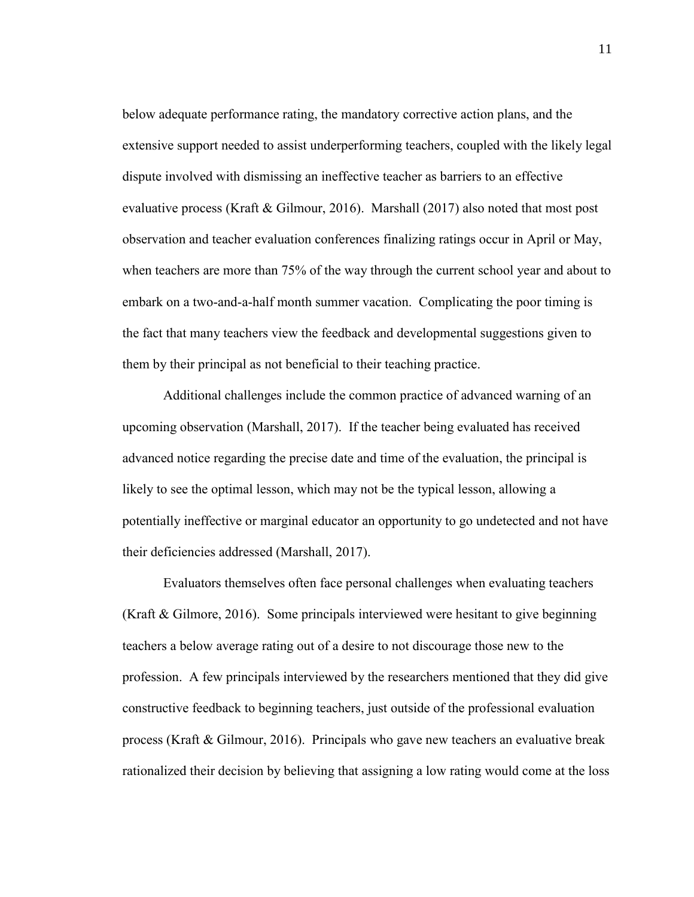below adequate performance rating, the mandatory corrective action plans, and the extensive support needed to assist underperforming teachers, coupled with the likely legal dispute involved with dismissing an ineffective teacher as barriers to an effective evaluative process (Kraft & Gilmour, 2016). Marshall (2017) also noted that most post observation and teacher evaluation conferences finalizing ratings occur in April or May, when teachers are more than 75% of the way through the current school year and about to embark on a two-and-a-half month summer vacation. Complicating the poor timing is the fact that many teachers view the feedback and developmental suggestions given to them by their principal as not beneficial to their teaching practice.

Additional challenges include the common practice of advanced warning of an upcoming observation (Marshall, 2017). If the teacher being evaluated has received advanced notice regarding the precise date and time of the evaluation, the principal is likely to see the optimal lesson, which may not be the typical lesson, allowing a potentially ineffective or marginal educator an opportunity to go undetected and not have their deficiencies addressed (Marshall, 2017).

Evaluators themselves often face personal challenges when evaluating teachers (Kraft & Gilmore, 2016). Some principals interviewed were hesitant to give beginning teachers a below average rating out of a desire to not discourage those new to the profession. A few principals interviewed by the researchers mentioned that they did give constructive feedback to beginning teachers, just outside of the professional evaluation process (Kraft & Gilmour, 2016). Principals who gave new teachers an evaluative break rationalized their decision by believing that assigning a low rating would come at the loss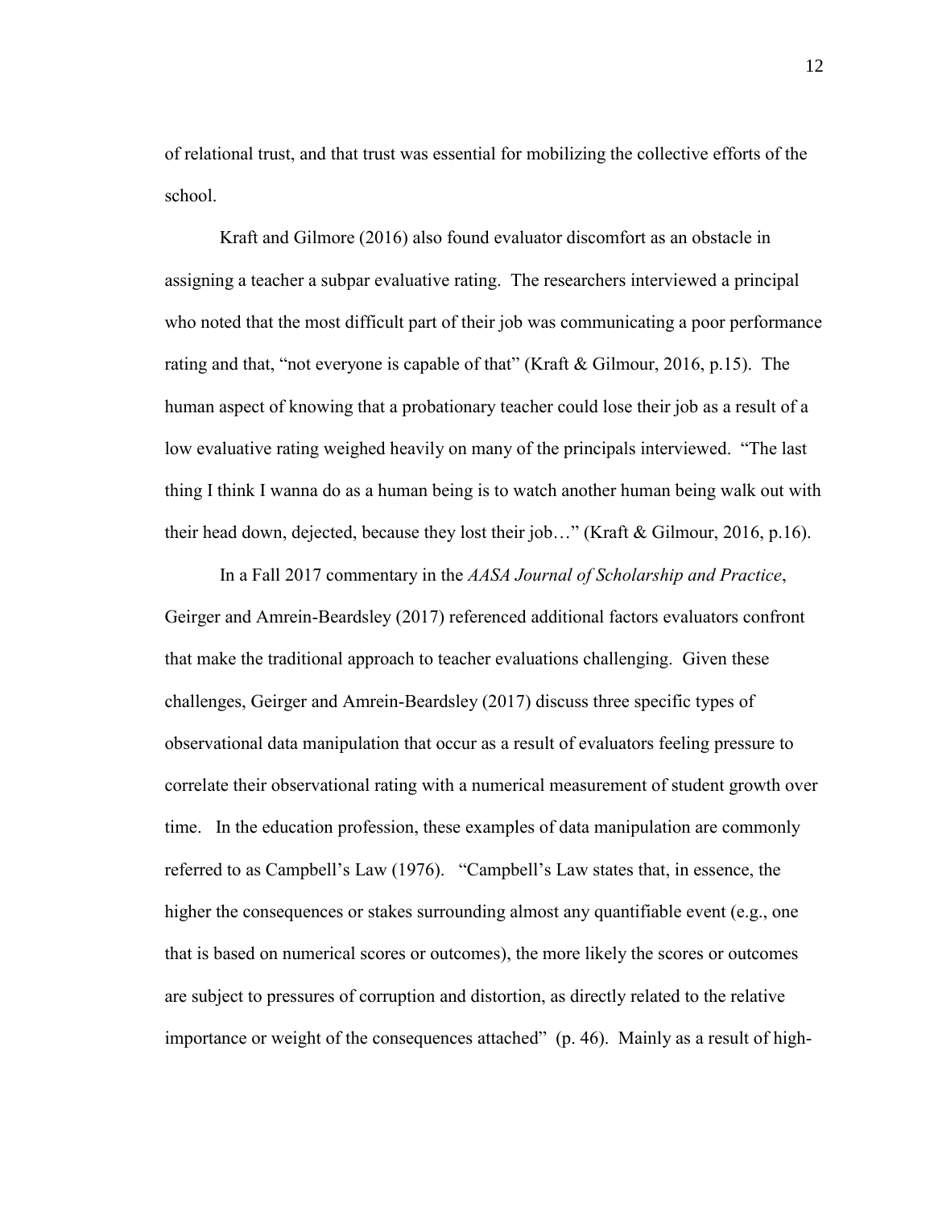of relational trust, and that trust was essential for mobilizing the collective efforts of the school.

Kraft and Gilmore (2016) also found evaluator discomfort as an obstacle in assigning a teacher a subpar evaluative rating. The researchers interviewed a principal who noted that the most difficult part of their job was communicating a poor performance rating and that, "not everyone is capable of that" (Kraft & Gilmour, 2016, p.15). The human aspect of knowing that a probationary teacher could lose their job as a result of a low evaluative rating weighed heavily on many of the principals interviewed. "The last thing I think I wanna do as a human being is to watch another human being walk out with their head down, dejected, because they lost their job…" (Kraft & Gilmour, 2016, p.16).

In a Fall 2017 commentary in the *AASA Journal of Scholarship and Practice*, Geirger and Amrein-Beardsley (2017) referenced additional factors evaluators confront that make the traditional approach to teacher evaluations challenging. Given these challenges, Geirger and Amrein-Beardsley (2017) discuss three specific types of observational data manipulation that occur as a result of evaluators feeling pressure to correlate their observational rating with a numerical measurement of student growth over time. In the education profession, these examples of data manipulation are commonly referred to as Campbell's Law (1976). "Campbell's Law states that, in essence, the higher the consequences or stakes surrounding almost any quantifiable event (e.g., one that is based on numerical scores or outcomes), the more likely the scores or outcomes are subject to pressures of corruption and distortion, as directly related to the relative importance or weight of the consequences attached" (p. 46). Mainly as a result of high-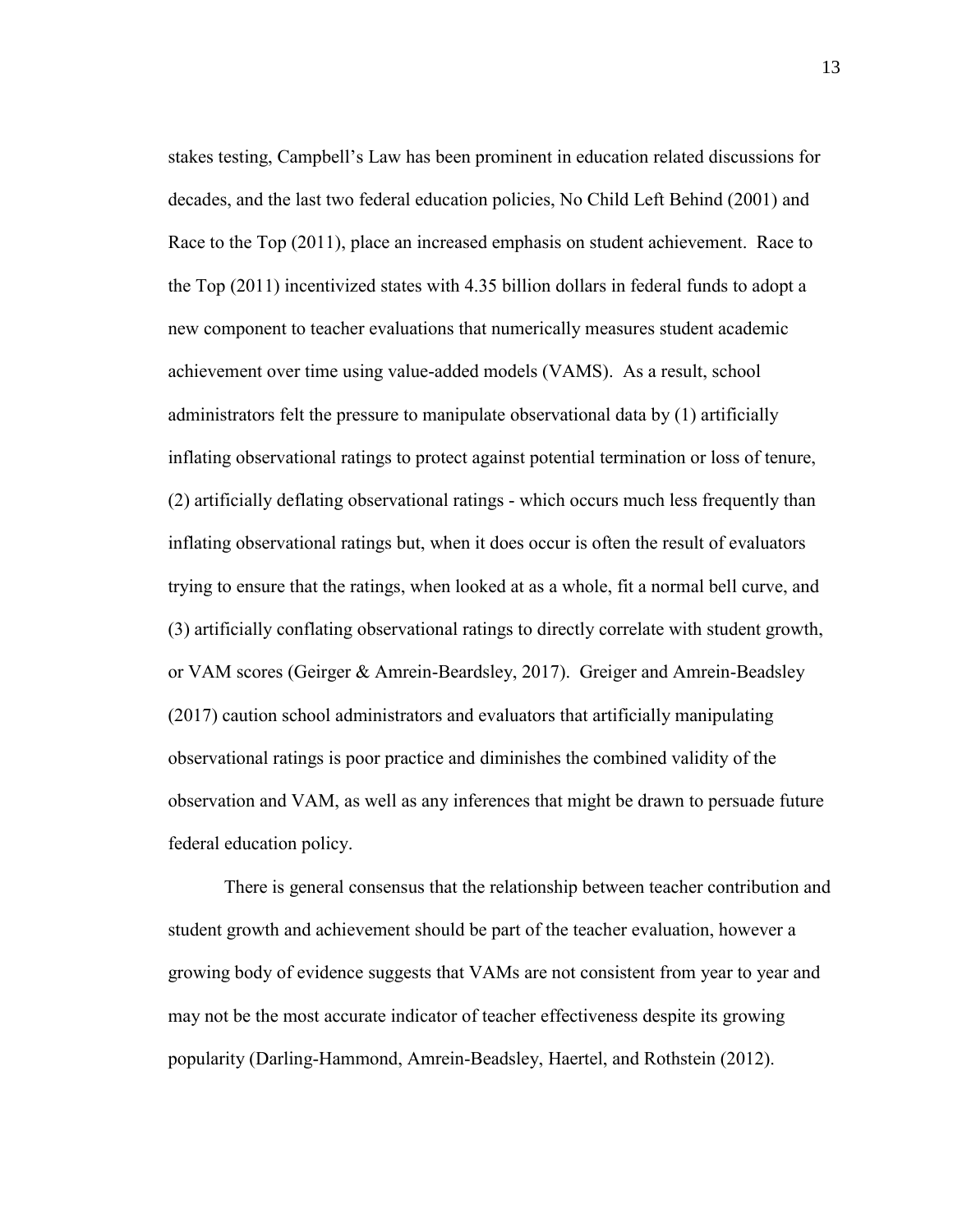stakes testing, Campbell's Law has been prominent in education related discussions for decades, and the last two federal education policies, No Child Left Behind (2001) and Race to the Top (2011), place an increased emphasis on student achievement. Race to the Top (2011) incentivized states with 4.35 billion dollars in federal funds to adopt a new component to teacher evaluations that numerically measures student academic achievement over time using value-added models (VAMS). As a result, school administrators felt the pressure to manipulate observational data by (1) artificially inflating observational ratings to protect against potential termination or loss of tenure, (2) artificially deflating observational ratings - which occurs much less frequently than inflating observational ratings but, when it does occur is often the result of evaluators trying to ensure that the ratings, when looked at as a whole, fit a normal bell curve, and (3) artificially conflating observational ratings to directly correlate with student growth, or VAM scores (Geirger & Amrein-Beardsley, 2017). Greiger and Amrein-Beadsley (2017) caution school administrators and evaluators that artificially manipulating observational ratings is poor practice and diminishes the combined validity of the observation and VAM, as well as any inferences that might be drawn to persuade future federal education policy.

There is general consensus that the relationship between teacher contribution and student growth and achievement should be part of the teacher evaluation, however a growing body of evidence suggests that VAMs are not consistent from year to year and may not be the most accurate indicator of teacher effectiveness despite its growing popularity (Darling-Hammond, Amrein-Beadsley, Haertel, and Rothstein (2012).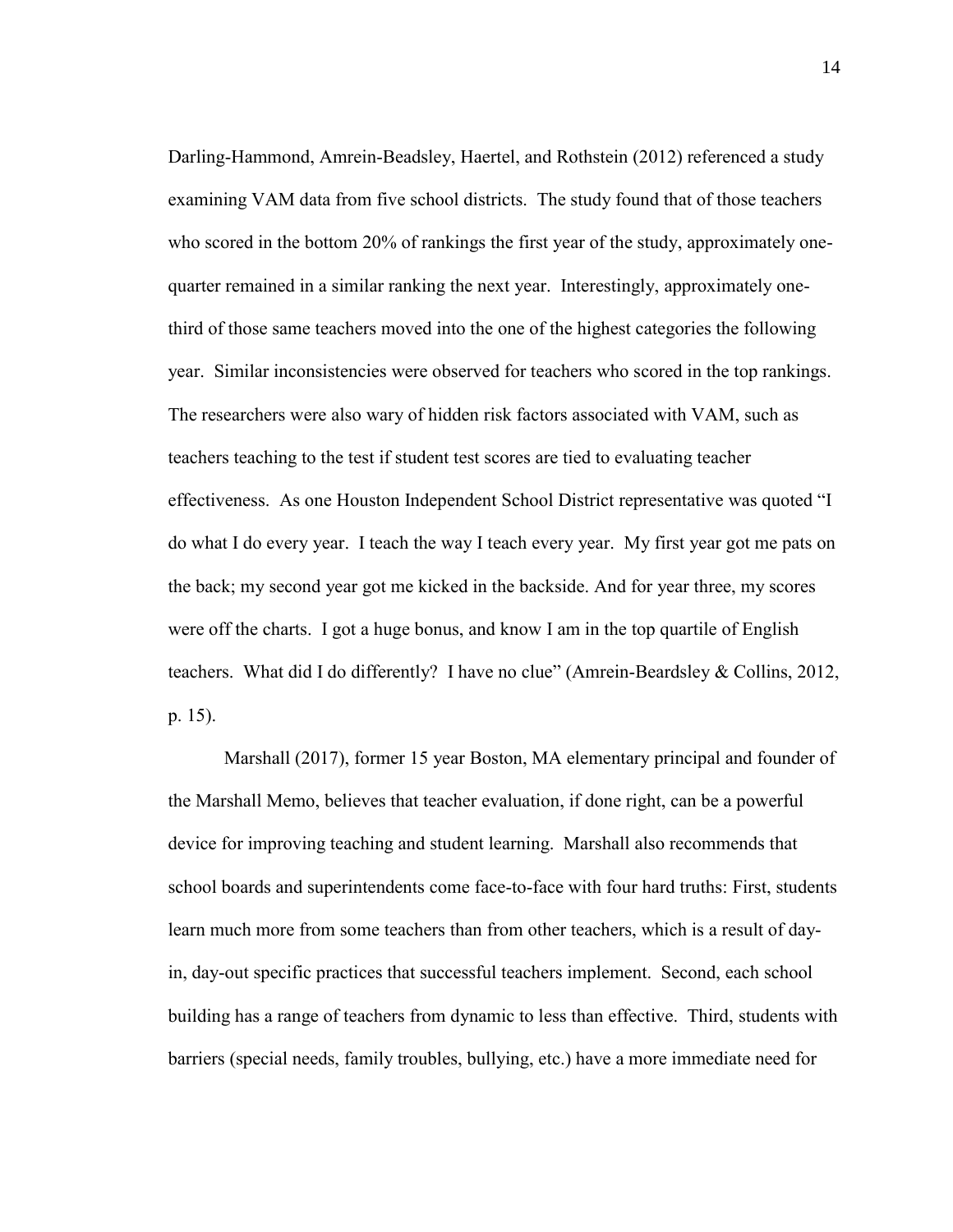Darling-Hammond, Amrein-Beadsley, Haertel, and Rothstein (2012) referenced a study examining VAM data from five school districts. The study found that of those teachers who scored in the bottom 20% of rankings the first year of the study, approximately one-quarter remained in a similar ranking the next year. Interestingly, approximately one-third of those same teachers moved into the one of the highest categories the following year. Similar inconsistencies were observed for teachers who scored in the top rankings. The researchers were also wary of hidden risk factors associated with VAM, such as teachers teaching to the test if student test scores are tied to evaluating teacher effectiveness. As one Houston Independent School District representative was quoted "I do what I do every year. I teach the way I teach every year. My first year got me pats on the back; my second year got me kicked in the backside. And for year three, my scores were off the charts. I got a huge bonus, and know I am in the top quartile of English teachers. What did I do differently? I have no clue" (Amrein-Beardsley & Collins, 2012, p. 15).

Marshall (2017), former 15 year Boston, MA elementary principal and founder of the Marshall Memo, believes that teacher evaluation, if done right, can be a powerful device for improving teaching and student learning. Marshall also recommends that school boards and superintendents come face-to-face with four hard truths: First, students learn much more from some teachers than from other teachers, which is a result of day-in, day-out specific practices that successful teachers implement. Second, each school building has a range of teachers from dynamic to less than effective. Third, students with barriers (special needs, family troubles, bullying, etc.) have a more immediate need for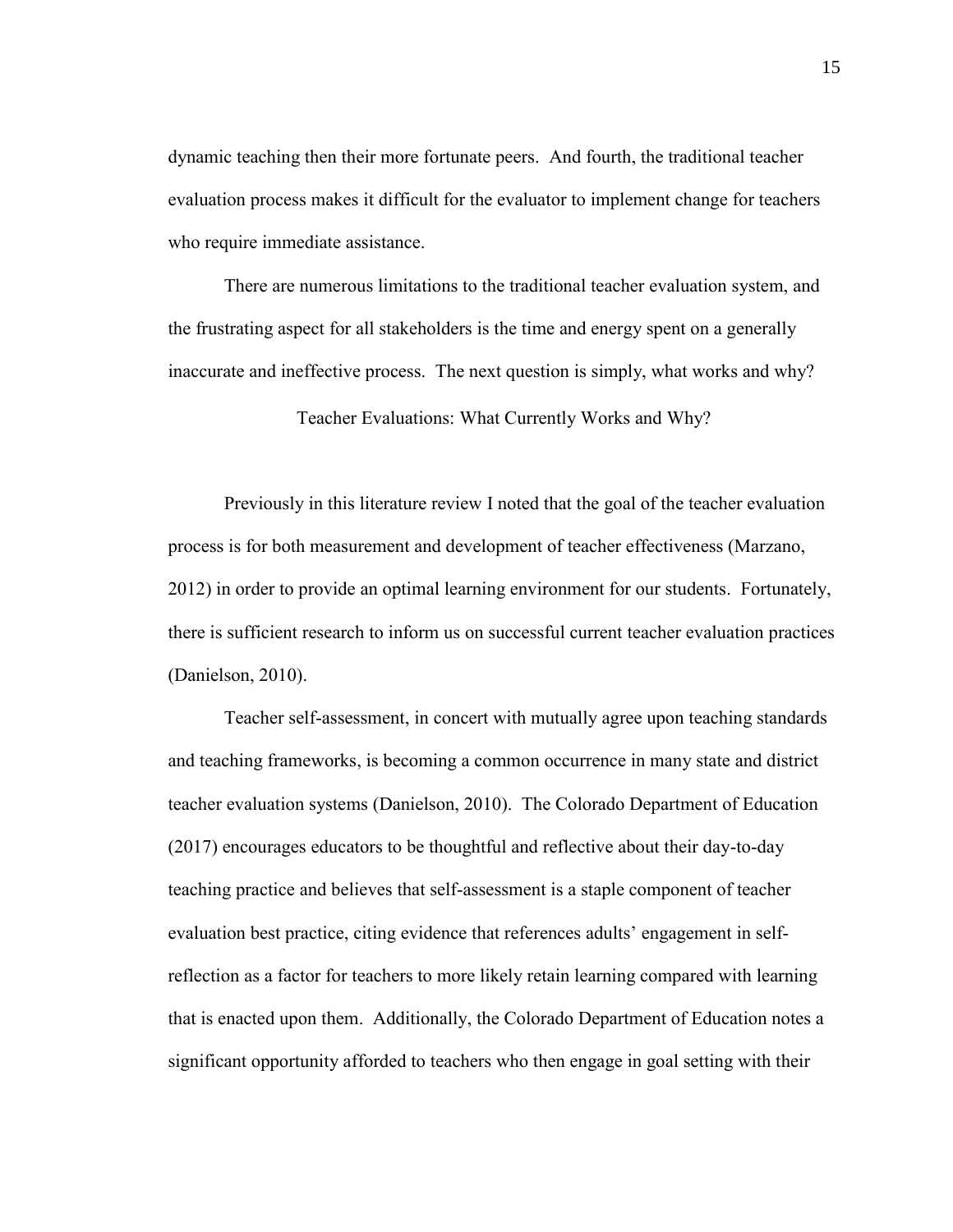dynamic teaching then their more fortunate peers. And fourth, the traditional teacher evaluation process makes it difficult for the evaluator to implement change for teachers who require immediate assistance.

There are numerous limitations to the traditional teacher evaluation system, and the frustrating aspect for all stakeholders is the time and energy spent on a generally inaccurate and ineffective process. The next question is simply, what works and why?

## Teacher Evaluations: What Currently Works and Why?

Previously in this literature review I noted that the goal of the teacher evaluation process is for both measurement and development of teacher effectiveness (Marzano, 2012) in order to provide an optimal learning environment for our students. Fortunately, there is sufficient research to inform us on successful current teacher evaluation practices (Danielson, 2010).

Teacher self-assessment, in concert with mutually agree upon teaching standards and teaching frameworks, is becoming a common occurrence in many state and district teacher evaluation systems (Danielson, 2010). The Colorado Department of Education (2017) encourages educators to be thoughtful and reflective about their day-to-day teaching practice and believes that self-assessment is a staple component of teacher evaluation best practice, citing evidence that references adults' engagement in self-reflection as a factor for teachers to more likely retain learning compared with learning that is enacted upon them. Additionally, the Colorado Department of Education notes a significant opportunity afforded to teachers who then engage in goal setting with their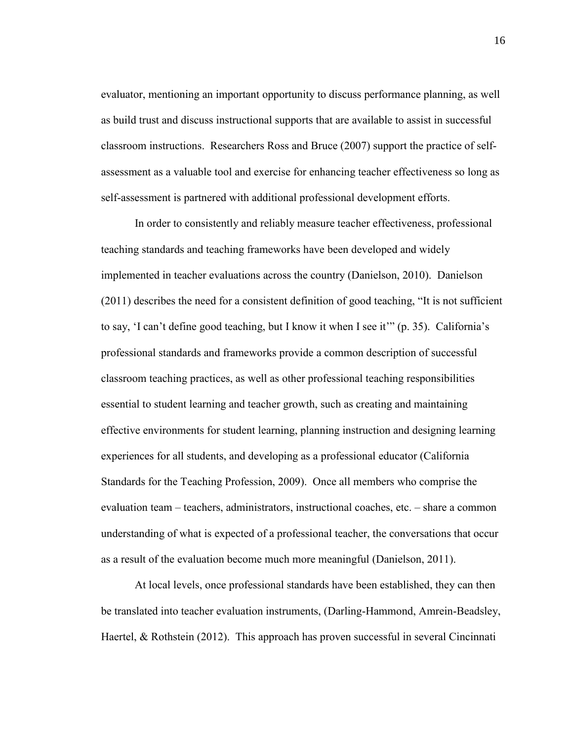evaluator, mentioning an important opportunity to discuss performance planning, as well as build trust and discuss instructional supports that are available to assist in successful classroom instructions. Researchers Ross and Bruce (2007) support the practice of self-assessment as a valuable tool and exercise for enhancing teacher effectiveness so long as self-assessment is partnered with additional professional development efforts.

In order to consistently and reliably measure teacher effectiveness, professional teaching standards and teaching frameworks have been developed and widely implemented in teacher evaluations across the country (Danielson, 2010). Danielson (2011) describes the need for a consistent definition of good teaching, "It is not sufficient to say, 'I can't define good teaching, but I know it when I see it'" (p. 35). California's professional standards and frameworks provide a common description of successful classroom teaching practices, as well as other professional teaching responsibilities essential to student learning and teacher growth, such as creating and maintaining effective environments for student learning, planning instruction and designing learning experiences for all students, and developing as a professional educator (California Standards for the Teaching Profession, 2009). Once all members who comprise the evaluation team – teachers, administrators, instructional coaches, etc. – share a common understanding of what is expected of a professional teacher, the conversations that occur as a result of the evaluation become much more meaningful (Danielson, 2011).

At local levels, once professional standards have been established, they can then be translated into teacher evaluation instruments, (Darling-Hammond, Amrein-Beadsley, Haertel, & Rothstein (2012). This approach has proven successful in several Cincinnati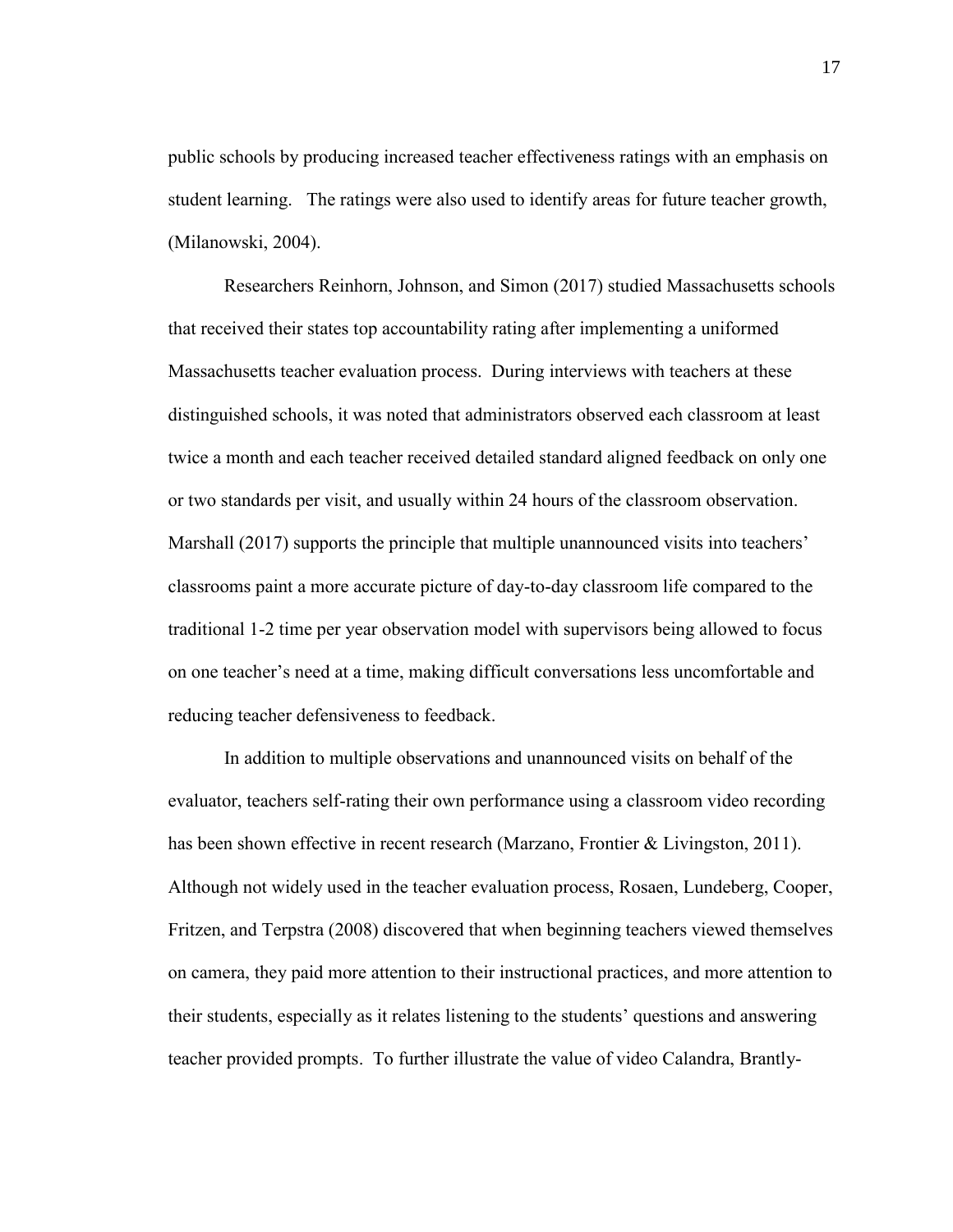public schools by producing increased teacher effectiveness ratings with an emphasis on student learning. The ratings were also used to identify areas for future teacher growth, (Milanowski, 2004).

Researchers Reinhorn, Johnson, and Simon (2017) studied Massachusetts schools that received their states top accountability rating after implementing a uniformed Massachusetts teacher evaluation process. During interviews with teachers at these distinguished schools, it was noted that administrators observed each classroom at least twice a month and each teacher received detailed standard aligned feedback on only one or two standards per visit, and usually within 24 hours of the classroom observation. Marshall (2017) supports the principle that multiple unannounced visits into teachers' classrooms paint a more accurate picture of day-to-day classroom life compared to the traditional 1-2 time per year observation model with supervisors being allowed to focus on one teacher's need at a time, making difficult conversations less uncomfortable and reducing teacher defensiveness to feedback.

In addition to multiple observations and unannounced visits on behalf of the evaluator, teachers self-rating their own performance using a classroom video recording has been shown effective in recent research (Marzano, Frontier & Livingston, 2011). Although not widely used in the teacher evaluation process, Rosaen, Lundeberg, Cooper, Fritzen, and Terpstra (2008) discovered that when beginning teachers viewed themselves on camera, they paid more attention to their instructional practices, and more attention to their students, especially as it relates listening to the students' questions and answering teacher provided prompts. To further illustrate the value of video Calandra, Brantly-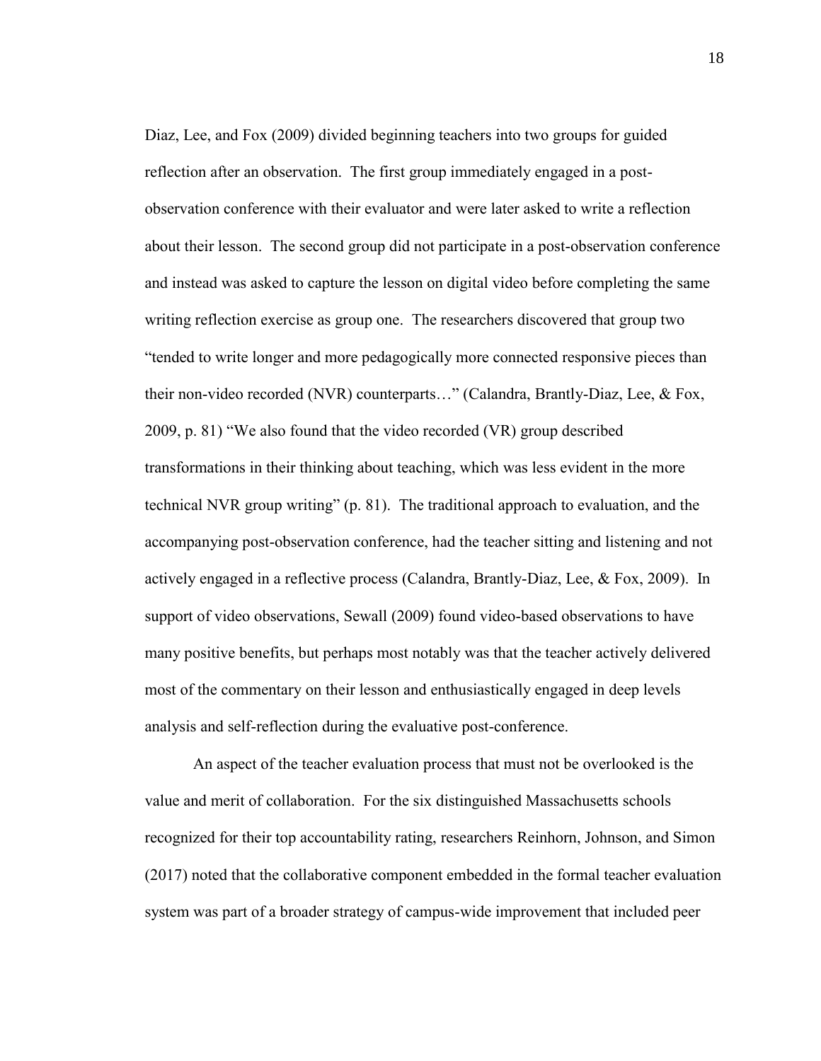Diaz, Lee, and Fox (2009) divided beginning teachers into two groups for guided reflection after an observation. The first group immediately engaged in a post-observation conference with their evaluator and were later asked to write a reflection about their lesson. The second group did not participate in a post-observation conference and instead was asked to capture the lesson on digital video before completing the same writing reflection exercise as group one. The researchers discovered that group two "tended to write longer and more pedagogically more connected responsive pieces than their non-video recorded (NVR) counterparts…" (Calandra, Brantly-Diaz, Lee, & Fox, 2009, p. 81) "We also found that the video recorded (VR) group described transformations in their thinking about teaching, which was less evident in the more technical NVR group writing" (p. 81). The traditional approach to evaluation, and the accompanying post-observation conference, had the teacher sitting and listening and not actively engaged in a reflective process (Calandra, Brantly-Diaz, Lee, & Fox, 2009). In support of video observations, Sewall (2009) found video-based observations to have many positive benefits, but perhaps most notably was that the teacher actively delivered most of the commentary on their lesson and enthusiastically engaged in deep levels analysis and self-reflection during the evaluative post-conference.

An aspect of the teacher evaluation process that must not be overlooked is the value and merit of collaboration. For the six distinguished Massachusetts schools recognized for their top accountability rating, researchers Reinhorn, Johnson, and Simon (2017) noted that the collaborative component embedded in the formal teacher evaluation system was part of a broader strategy of campus-wide improvement that included peer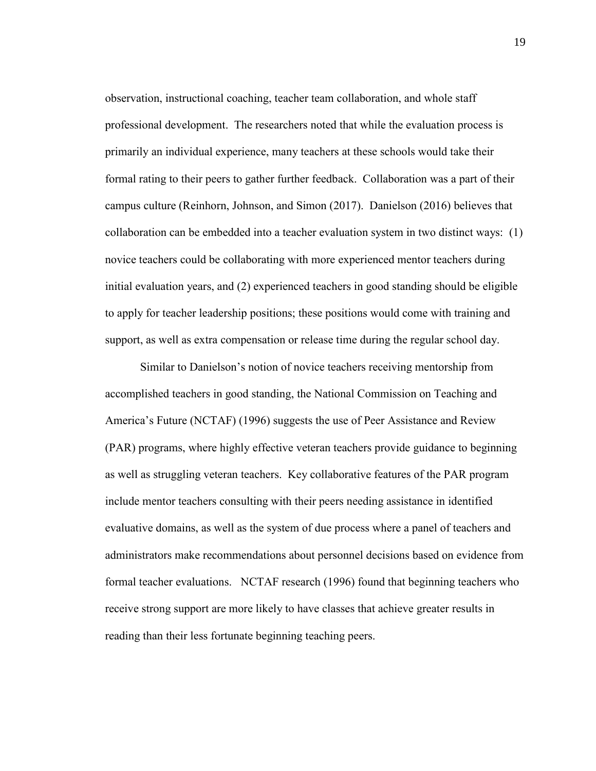observation, instructional coaching, teacher team collaboration, and whole staff professional development. The researchers noted that while the evaluation process is primarily an individual experience, many teachers at these schools would take their formal rating to their peers to gather further feedback. Collaboration was a part of their campus culture (Reinhorn, Johnson, and Simon (2017). Danielson (2016) believes that collaboration can be embedded into a teacher evaluation system in two distinct ways: (1) novice teachers could be collaborating with more experienced mentor teachers during initial evaluation years, and (2) experienced teachers in good standing should be eligible to apply for teacher leadership positions; these positions would come with training and support, as well as extra compensation or release time during the regular school day.

Similar to Danielson's notion of novice teachers receiving mentorship from accomplished teachers in good standing, the National Commission on Teaching and America's Future (NCTAF) (1996) suggests the use of Peer Assistance and Review (PAR) programs, where highly effective veteran teachers provide guidance to beginning as well as struggling veteran teachers. Key collaborative features of the PAR program include mentor teachers consulting with their peers needing assistance in identified evaluative domains, as well as the system of due process where a panel of teachers and administrators make recommendations about personnel decisions based on evidence from formal teacher evaluations. NCTAF research (1996) found that beginning teachers who receive strong support are more likely to have classes that achieve greater results in reading than their less fortunate beginning teaching peers.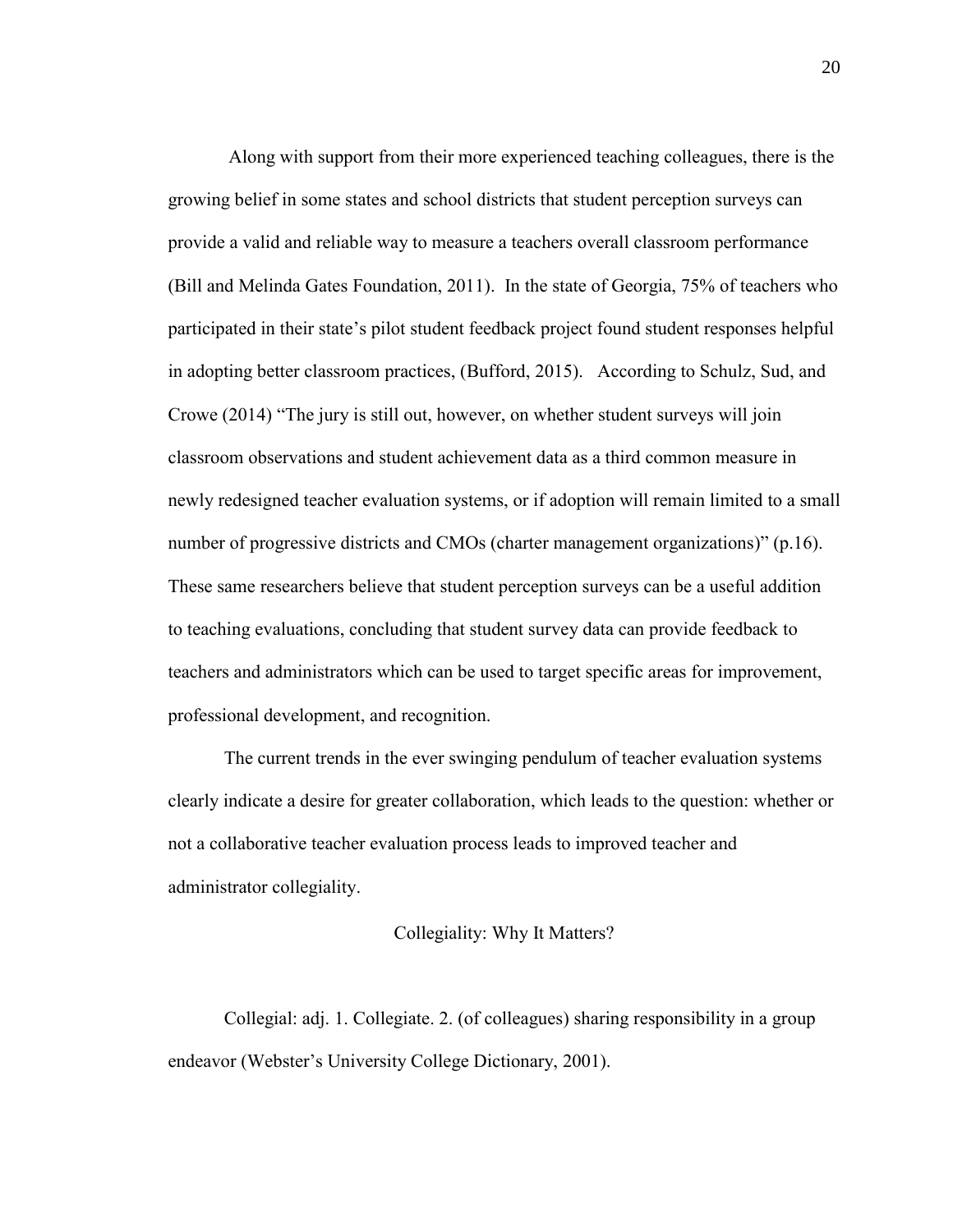Along with support from their more experienced teaching colleagues, there is the growing belief in some states and school districts that student perception surveys can provide a valid and reliable way to measure a teachers overall classroom performance (Bill and Melinda Gates Foundation, 2011). In the state of Georgia, 75% of teachers who participated in their state's pilot student feedback project found student responses helpful in adopting better classroom practices, (Bufford, 2015). According to Schulz, Sud, and Crowe (2014) "The jury is still out, however, on whether student surveys will join classroom observations and student achievement data as a third common measure in newly redesigned teacher evaluation systems, or if adoption will remain limited to a small number of progressive districts and CMOs (charter management organizations)" (p.16). These same researchers believe that student perception surveys can be a useful addition to teaching evaluations, concluding that student survey data can provide feedback to teachers and administrators which can be used to target specific areas for improvement, professional development, and recognition.

The current trends in the ever swinging pendulum of teacher evaluation systems clearly indicate a desire for greater collaboration, which leads to the question: whether or not a collaborative teacher evaluation process leads to improved teacher and administrator collegiality.

## Collegiality: Why It Matters?

Collegial: adj. 1. Collegiate. 2. (of colleagues) sharing responsibility in a group endeavor (Webster's University College Dictionary, 2001).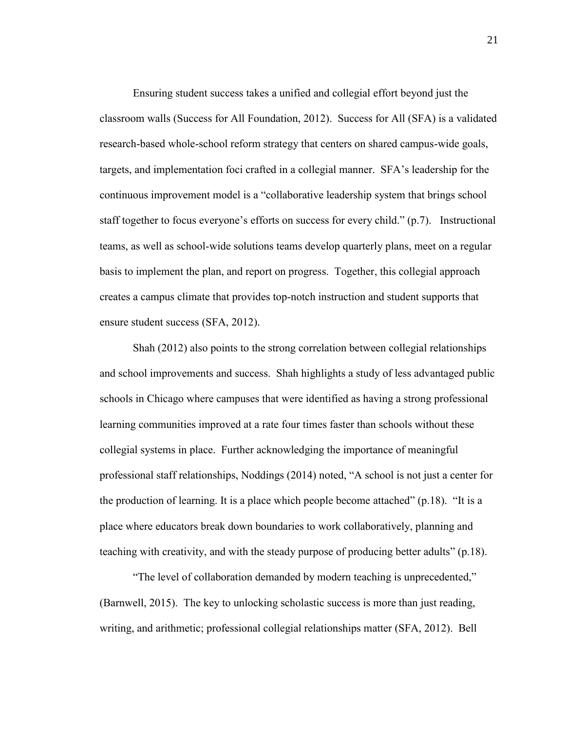Ensuring student success takes a unified and collegial effort beyond just the classroom walls (Success for All Foundation, 2012). Success for All (SFA) is a validated research-based whole-school reform strategy that centers on shared campus-wide goals, targets, and implementation foci crafted in a collegial manner. SFA's leadership for the continuous improvement model is a "collaborative leadership system that brings school staff together to focus everyone's efforts on success for every child." (p.7). Instructional teams, as well as school-wide solutions teams develop quarterly plans, meet on a regular basis to implement the plan, and report on progress. Together, this collegial approach creates a campus climate that provides top-notch instruction and student supports that ensure student success (SFA, 2012).

Shah (2012) also points to the strong correlation between collegial relationships and school improvements and success. Shah highlights a study of less advantaged public schools in Chicago where campuses that were identified as having a strong professional learning communities improved at a rate four times faster than schools without these collegial systems in place. Further acknowledging the importance of meaningful professional staff relationships, Noddings (2014) noted, "A school is not just a center for the production of learning. It is a place which people become attached" (p.18). "It is a place where educators break down boundaries to work collaboratively, planning and teaching with creativity, and with the steady purpose of producing better adults" (p.18).

"The level of collaboration demanded by modern teaching is unprecedented," (Barnwell, 2015). The key to unlocking scholastic success is more than just reading, writing, and arithmetic; professional collegial relationships matter (SFA, 2012). Bell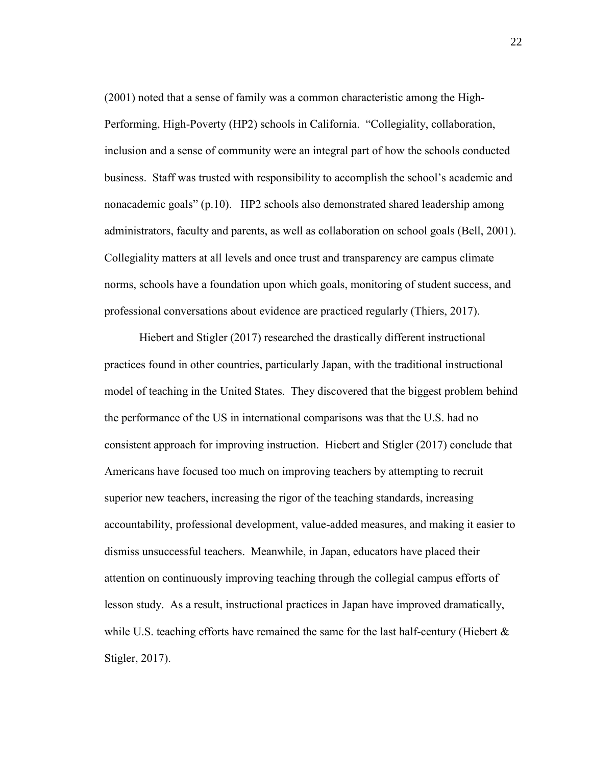(2001) noted that a sense of family was a common characteristic among the High-Performing, High-Poverty (HP2) schools in California. "Collegiality, collaboration, inclusion and a sense of community were an integral part of how the schools conducted business. Staff was trusted with responsibility to accomplish the school's academic and nonacademic goals" (p.10). HP2 schools also demonstrated shared leadership among administrators, faculty and parents, as well as collaboration on school goals (Bell, 2001). Collegiality matters at all levels and once trust and transparency are campus climate norms, schools have a foundation upon which goals, monitoring of student success, and professional conversations about evidence are practiced regularly (Thiers, 2017).

Hiebert and Stigler (2017) researched the drastically different instructional practices found in other countries, particularly Japan, with the traditional instructional model of teaching in the United States. They discovered that the biggest problem behind the performance of the US in international comparisons was that the U.S. had no consistent approach for improving instruction. Hiebert and Stigler (2017) conclude that Americans have focused too much on improving teachers by attempting to recruit superior new teachers, increasing the rigor of the teaching standards, increasing accountability, professional development, value-added measures, and making it easier to dismiss unsuccessful teachers. Meanwhile, in Japan, educators have placed their attention on continuously improving teaching through the collegial campus efforts of lesson study. As a result, instructional practices in Japan have improved dramatically, while U.S. teaching efforts have remained the same for the last half-century (Hiebert & Stigler, 2017).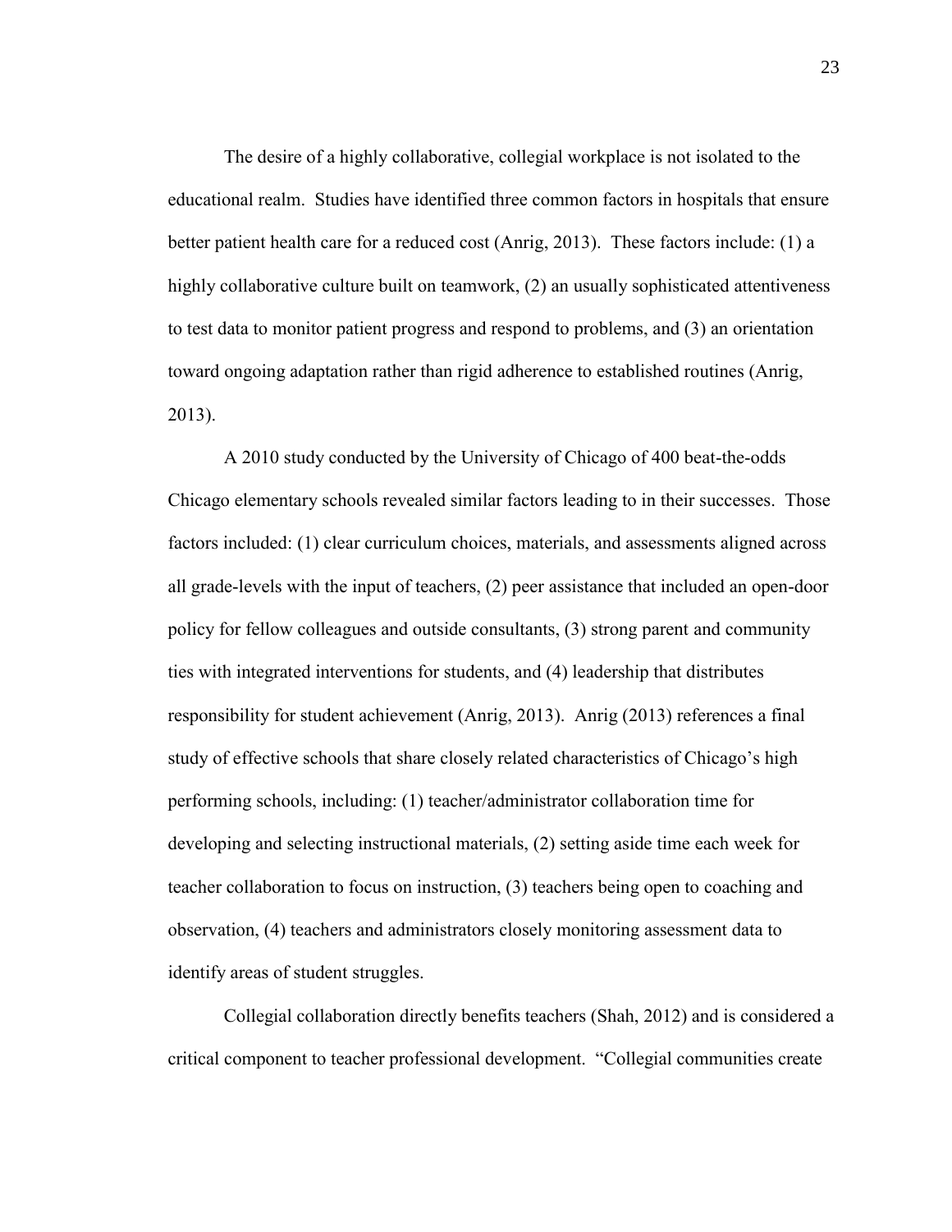The desire of a highly collaborative, collegial workplace is not isolated to the educational realm. Studies have identified three common factors in hospitals that ensure better patient health care for a reduced cost (Anrig, 2013). These factors include: (1) a highly collaborative culture built on teamwork, (2) an usually sophisticated attentiveness to test data to monitor patient progress and respond to problems, and (3) an orientation toward ongoing adaptation rather than rigid adherence to established routines (Anrig, 2013).

A 2010 study conducted by the University of Chicago of 400 beat-the-odds Chicago elementary schools revealed similar factors leading to in their successes. Those factors included: (1) clear curriculum choices, materials, and assessments aligned across all grade-levels with the input of teachers, (2) peer assistance that included an open-door policy for fellow colleagues and outside consultants, (3) strong parent and community ties with integrated interventions for students, and (4) leadership that distributes responsibility for student achievement (Anrig, 2013). Anrig (2013) references a final study of effective schools that share closely related characteristics of Chicago's high performing schools, including: (1) teacher/administrator collaboration time for developing and selecting instructional materials, (2) setting aside time each week for teacher collaboration to focus on instruction, (3) teachers being open to coaching and observation, (4) teachers and administrators closely monitoring assessment data to identify areas of student struggles.

Collegial collaboration directly benefits teachers (Shah, 2012) and is considered a critical component to teacher professional development. "Collegial communities create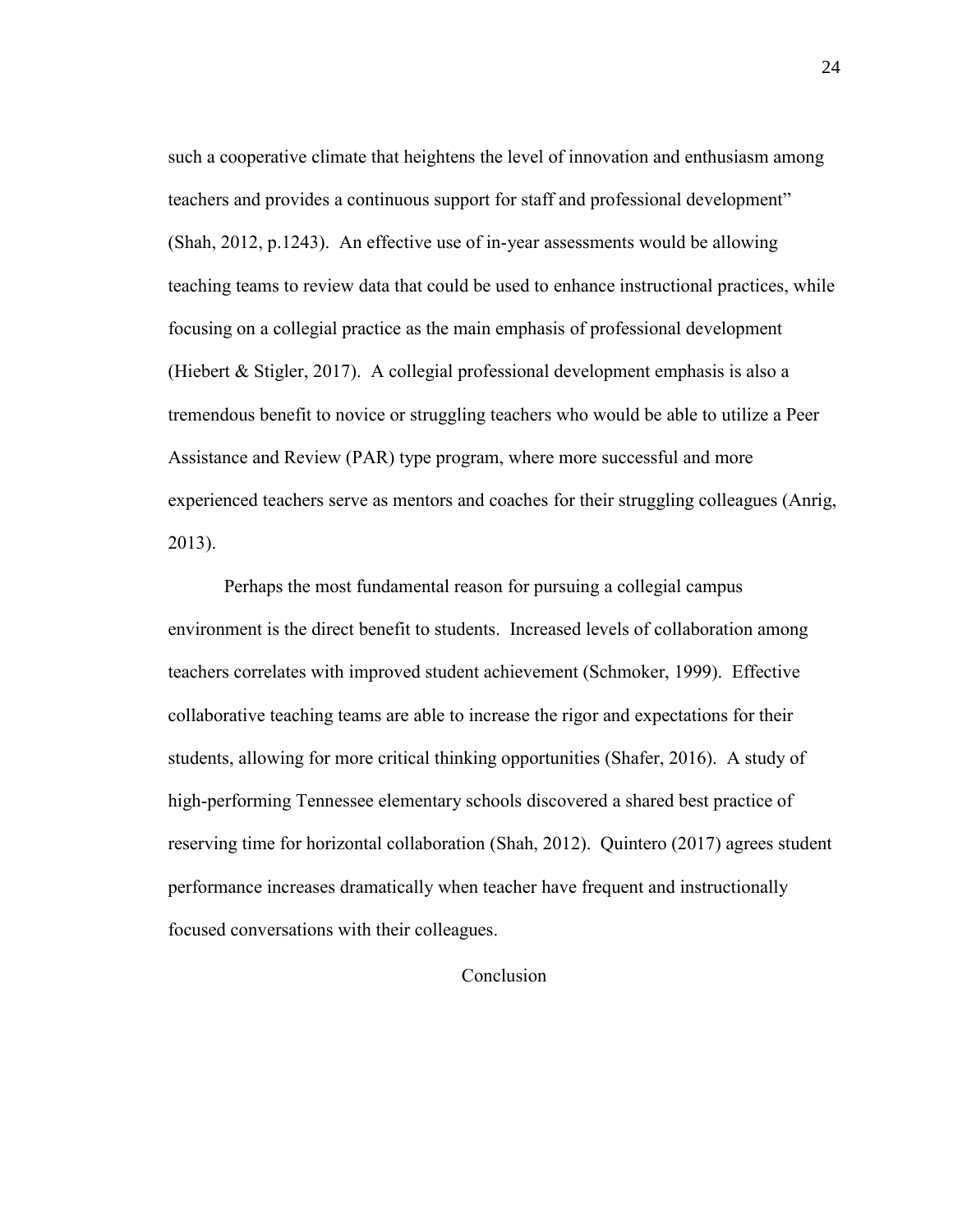such a cooperative climate that heightens the level of innovation and enthusiasm among teachers and provides a continuous support for staff and professional development" (Shah, 2012, p.1243). An effective use of in-year assessments would be allowing teaching teams to review data that could be used to enhance instructional practices, while focusing on a collegial practice as the main emphasis of professional development (Hiebert & Stigler, 2017). A collegial professional development emphasis is also a tremendous benefit to novice or struggling teachers who would be able to utilize a Peer Assistance and Review (PAR) type program, where more successful and more experienced teachers serve as mentors and coaches for their struggling colleagues (Anrig, 2013).

Perhaps the most fundamental reason for pursuing a collegial campus environment is the direct benefit to students. Increased levels of collaboration among teachers correlates with improved student achievement (Schmoker, 1999). Effective collaborative teaching teams are able to increase the rigor and expectations for their students, allowing for more critical thinking opportunities (Shafer, 2016). A study of high-performing Tennessee elementary schools discovered a shared best practice of reserving time for horizontal collaboration (Shah, 2012). Quintero (2017) agrees student performance increases dramatically when teacher have frequent and instructionally focused conversations with their colleagues.

## Conclusion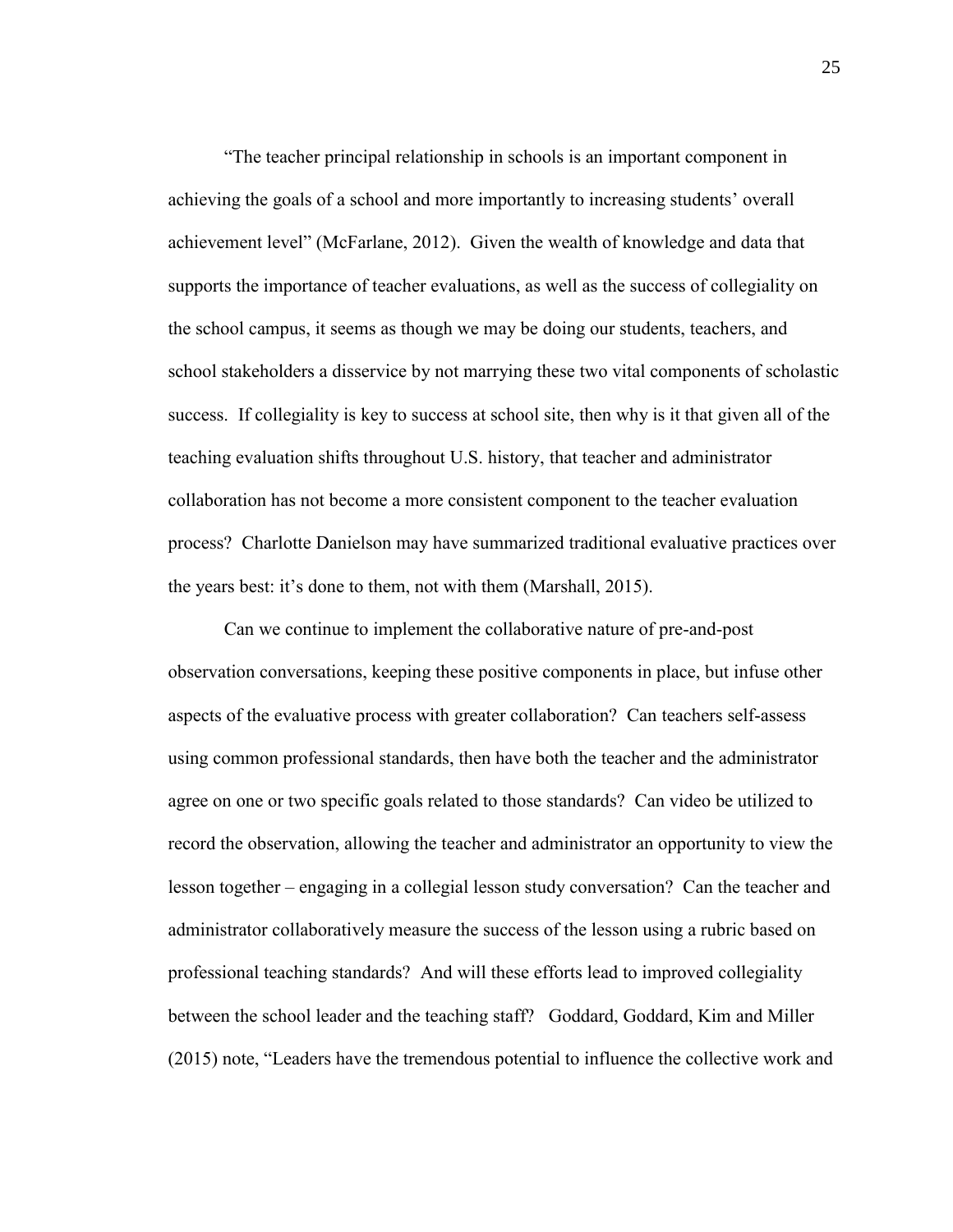"The teacher principal relationship in schools is an important component in achieving the goals of a school and more importantly to increasing students' overall achievement level" (McFarlane, 2012). Given the wealth of knowledge and data that supports the importance of teacher evaluations, as well as the success of collegiality on the school campus, it seems as though we may be doing our students, teachers, and school stakeholders a disservice by not marrying these two vital components of scholastic success. If collegiality is key to success at school site, then why is it that given all of the teaching evaluation shifts throughout U.S. history, that teacher and administrator collaboration has not become a more consistent component to the teacher evaluation process? Charlotte Danielson may have summarized traditional evaluative practices over the years best: it's done to them, not with them (Marshall, 2015).

Can we continue to implement the collaborative nature of pre-and-post observation conversations, keeping these positive components in place, but infuse other aspects of the evaluative process with greater collaboration? Can teachers self-assess using common professional standards, then have both the teacher and the administrator agree on one or two specific goals related to those standards? Can video be utilized to record the observation, allowing the teacher and administrator an opportunity to view the lesson together – engaging in a collegial lesson study conversation? Can the teacher and administrator collaboratively measure the success of the lesson using a rubric based on professional teaching standards? And will these efforts lead to improved collegiality between the school leader and the teaching staff? Goddard, Goddard, Kim and Miller (2015) note, "Leaders have the tremendous potential to influence the collective work and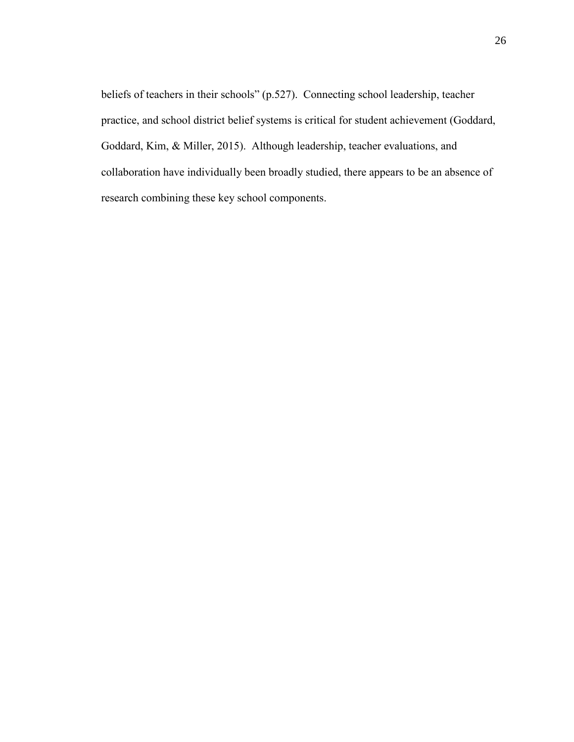beliefs of teachers in their schools" (p.527). Connecting school leadership, teacher practice, and school district belief systems is critical for student achievement (Goddard, Goddard, Kim, & Miller, 2015). Although leadership, teacher evaluations, and collaboration have individually been broadly studied, there appears to be an absence of research combining these key school components.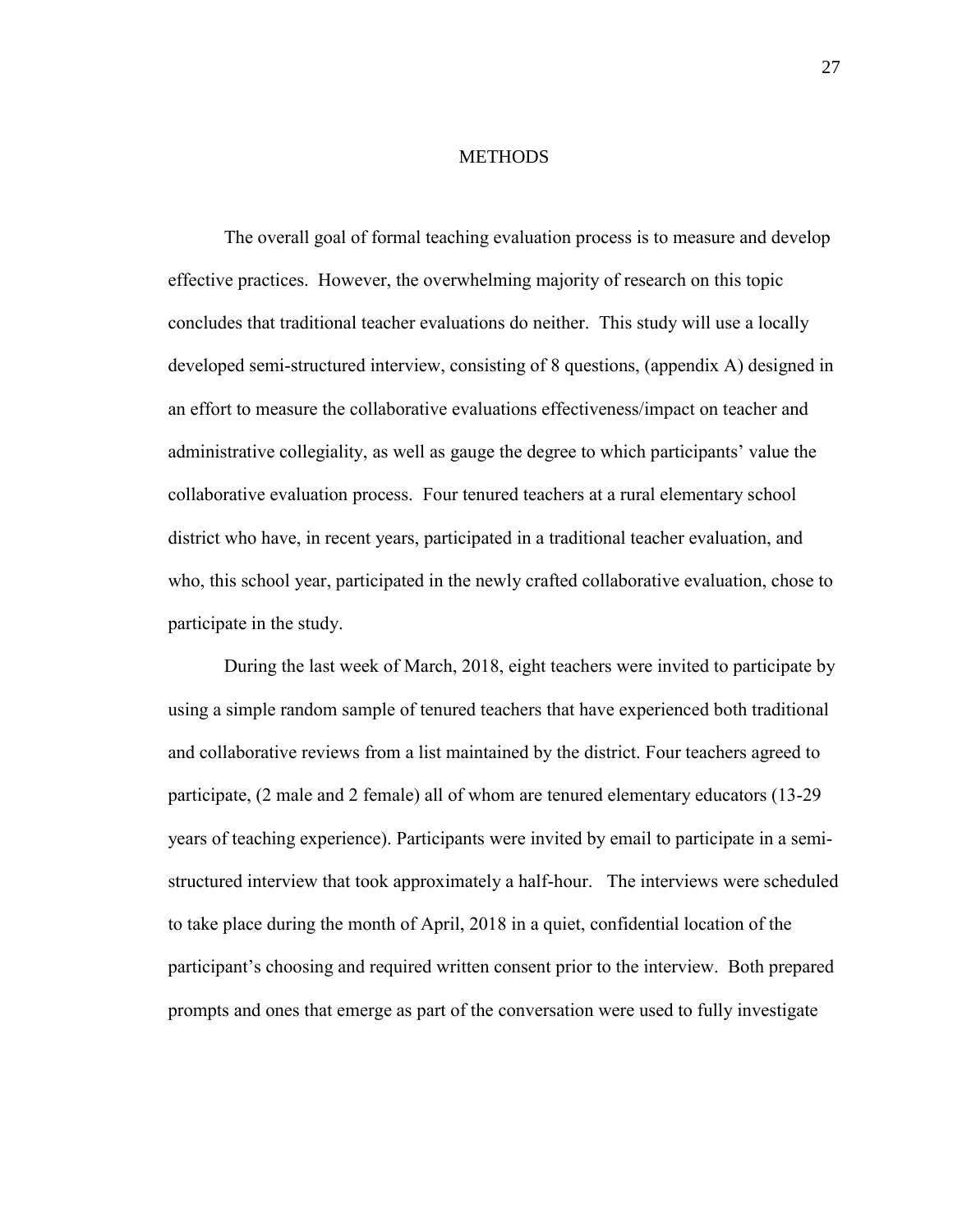# METHODS

The overall goal of formal teaching evaluation process is to measure and develop effective practices. However, the overwhelming majority of research on this topic concludes that traditional teacher evaluations do neither. This study will use a locally developed semi-structured interview, consisting of 8 questions, (appendix A) designed in an effort to measure the collaborative evaluations effectiveness/impact on teacher and administrative collegiality, as well as gauge the degree to which participants' value the collaborative evaluation process. Four tenured teachers at a rural elementary school district who have, in recent years, participated in a traditional teacher evaluation, and who, this school year, participated in the newly crafted collaborative evaluation, chose to participate in the study.

During the last week of March, 2018, eight teachers were invited to participate by using a simple random sample of tenured teachers that have experienced both traditional and collaborative reviews from a list maintained by the district. Four teachers agreed to participate, (2 male and 2 female) all of whom are tenured elementary educators (13-29 years of teaching experience). Participants were invited by email to participate in a semi-structured interview that took approximately a half-hour. The interviews were scheduled to take place during the month of April, 2018 in a quiet, confidential location of the participant's choosing and required written consent prior to the interview. Both prepared prompts and ones that emerge as part of the conversation were used to fully investigate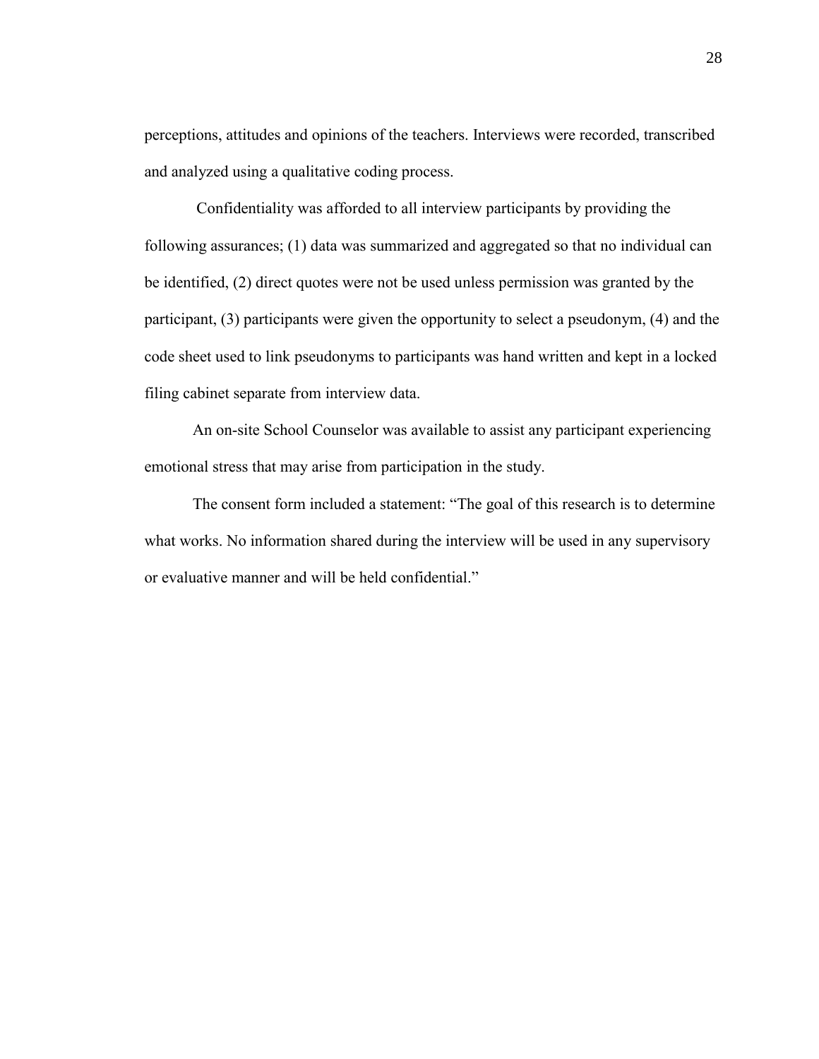perceptions, attitudes and opinions of the teachers. Interviews were recorded, transcribed and analyzed using a qualitative coding process.

Confidentiality was afforded to all interview participants by providing the following assurances; (1) data was summarized and aggregated so that no individual can be identified, (2) direct quotes were not be used unless permission was granted by the participant, (3) participants were given the opportunity to select a pseudonym, (4) and the code sheet used to link pseudonyms to participants was hand written and kept in a locked filing cabinet separate from interview data.

An on-site School Counselor was available to assist any participant experiencing emotional stress that may arise from participation in the study.

The consent form included a statement: "The goal of this research is to determine what works. No information shared during the interview will be used in any supervisory or evaluative manner and will be held confidential."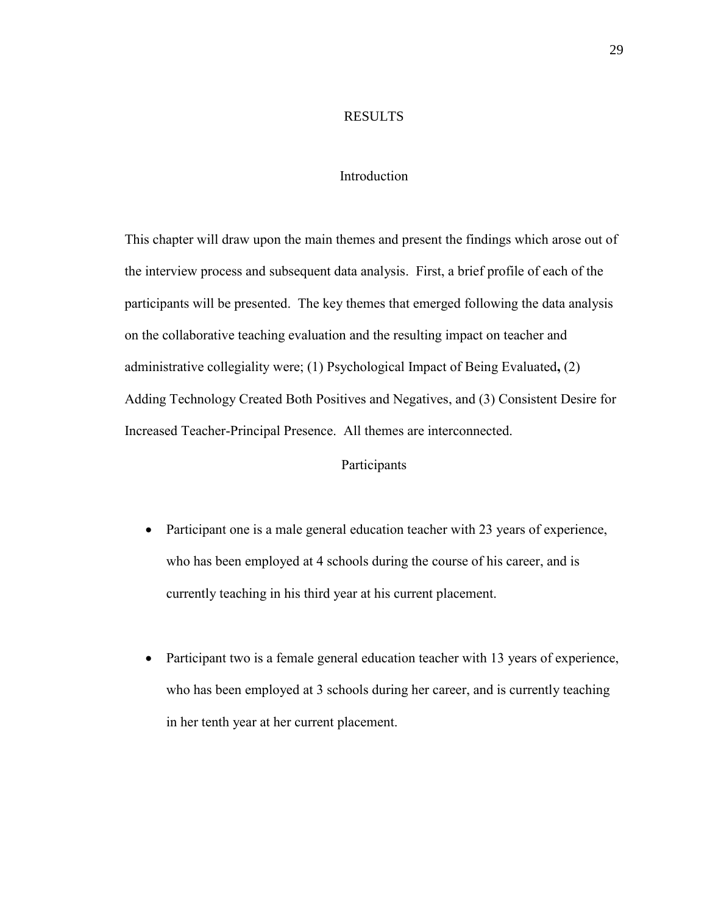# RESULTS

## Introduction

This chapter will draw upon the main themes and present the findings which arose out of the interview process and subsequent data analysis. First, a brief profile of each of the participants will be presented. The key themes that emerged following the data analysis on the collaborative teaching evaluation and the resulting impact on teacher and administrative collegiality were; (1) Psychological Impact of Being Evaluated**,** (2) Adding Technology Created Both Positives and Negatives, and (3) Consistent Desire for Increased Teacher-Principal Presence. All themes are interconnected.

## Participants

- Participant one is a male general education teacher with 23 years of experience, who has been employed at 4 schools during the course of his career, and is currently teaching in his third year at his current placement.

- Participant two is a female general education teacher with 13 years of experience, who has been employed at 3 schools during her career, and is currently teaching in her tenth year at her current placement.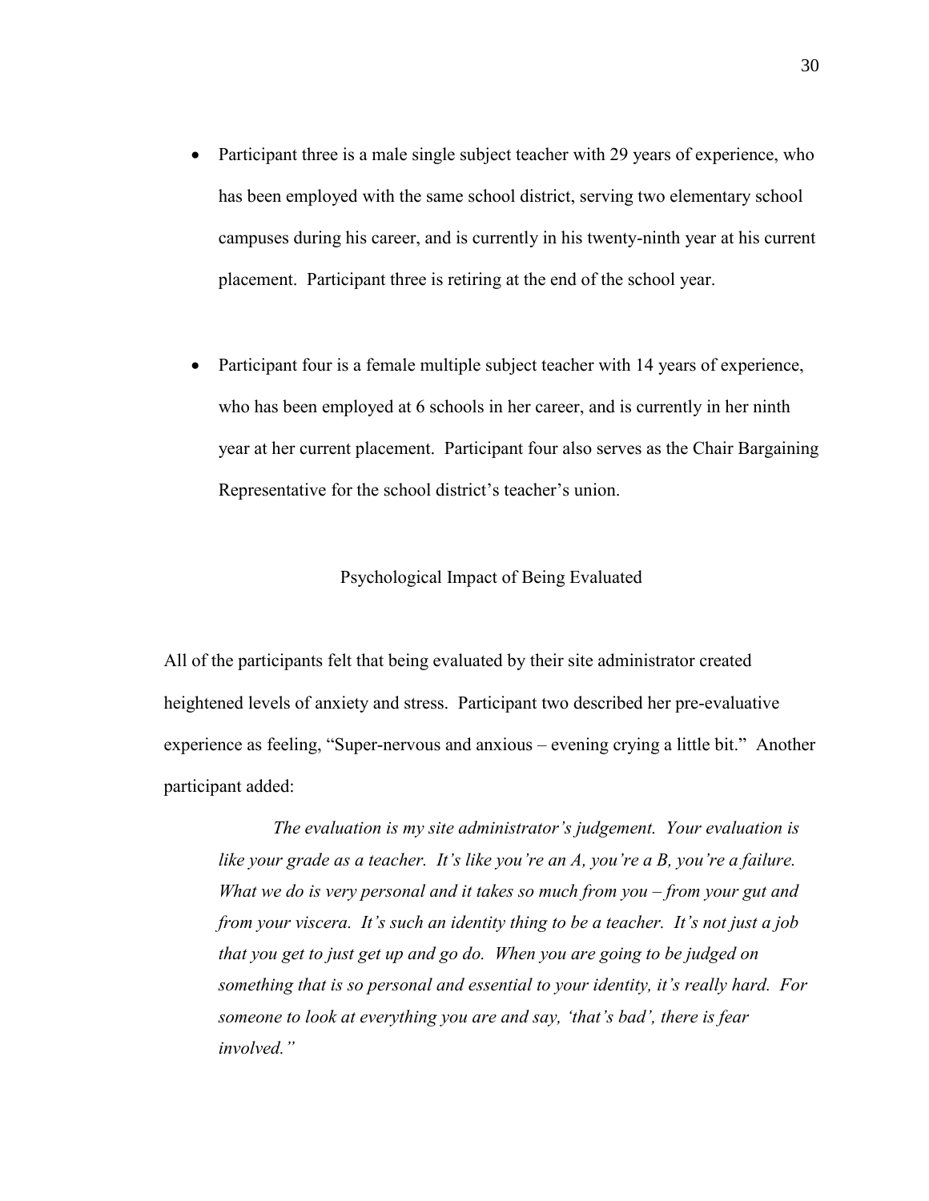- Participant three is a male single subject teacher with 29 years of experience, who has been employed with the same school district, serving two elementary school campuses during his career, and is currently in his twenty-ninth year at his current placement. Participant three is retiring at the end of the school year.

- Participant four is a female multiple subject teacher with 14 years of experience, who has been employed at 6 schools in her career, and is currently in her ninth year at her current placement. Participant four also serves as the Chair Bargaining Representative for the school district's teacher's union.

## Psychological Impact of Being Evaluated

All of the participants felt that being evaluated by their site administrator created heightened levels of anxiety and stress. Participant two described her pre-evaluative experience as feeling, "Super-nervous and anxious – evening crying a little bit." Another participant added:

> *The evaluation is my site administrator's judgement. Your evaluation is like your grade as a teacher. It's like you're an A, you're a B, you're a failure. What we do is very personal and it takes so much from you – from your gut and from your viscera. It's such an identity thing to be a teacher. It's not just a job that you get to just get up and go do. When you are going to be judged on something that is so personal and essential to your identity, it's really hard. For someone to look at everything you are and say, 'that's bad', there is fear involved."*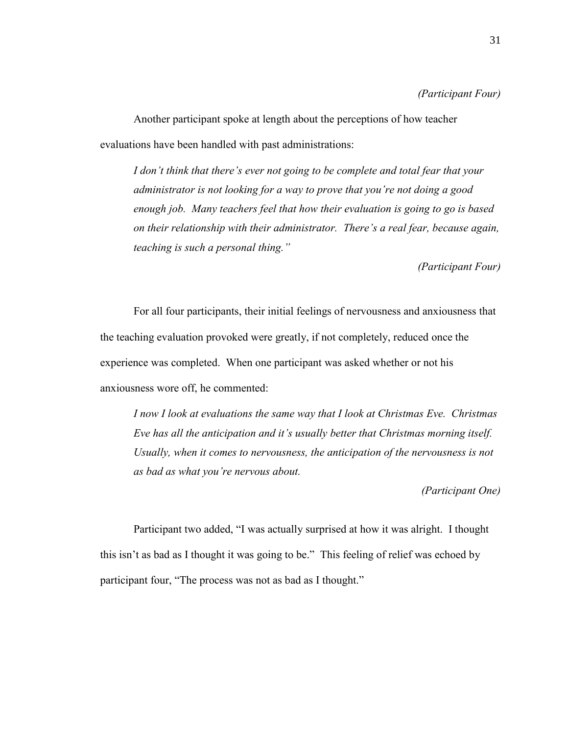*(Participant Four)*

Another participant spoke at length about the perceptions of how teacher evaluations have been handled with past administrations:

> *I don't think that there's ever not going to be complete and total fear that your administrator is not looking for a way to prove that you're not doing a good enough job. Many teachers feel that how their evaluation is going to go is based on their relationship with their administrator. There's a real fear, because again, teaching is such a personal thing."*
>
> *(Participant Four)*

For all four participants, their initial feelings of nervousness and anxiousness that the teaching evaluation provoked were greatly, if not completely, reduced once the experience was completed. When one participant was asked whether or not his anxiousness wore off, he commented:

> *I now I look at evaluations the same way that I look at Christmas Eve. Christmas Eve has all the anticipation and it's usually better that Christmas morning itself. Usually, when it comes to nervousness, the anticipation of the nervousness is not as bad as what you're nervous about.*
>
> *(Participant One)*

Participant two added, "I was actually surprised at how it was alright. I thought this isn't as bad as I thought it was going to be." This feeling of relief was echoed by participant four, "The process was not as bad as I thought."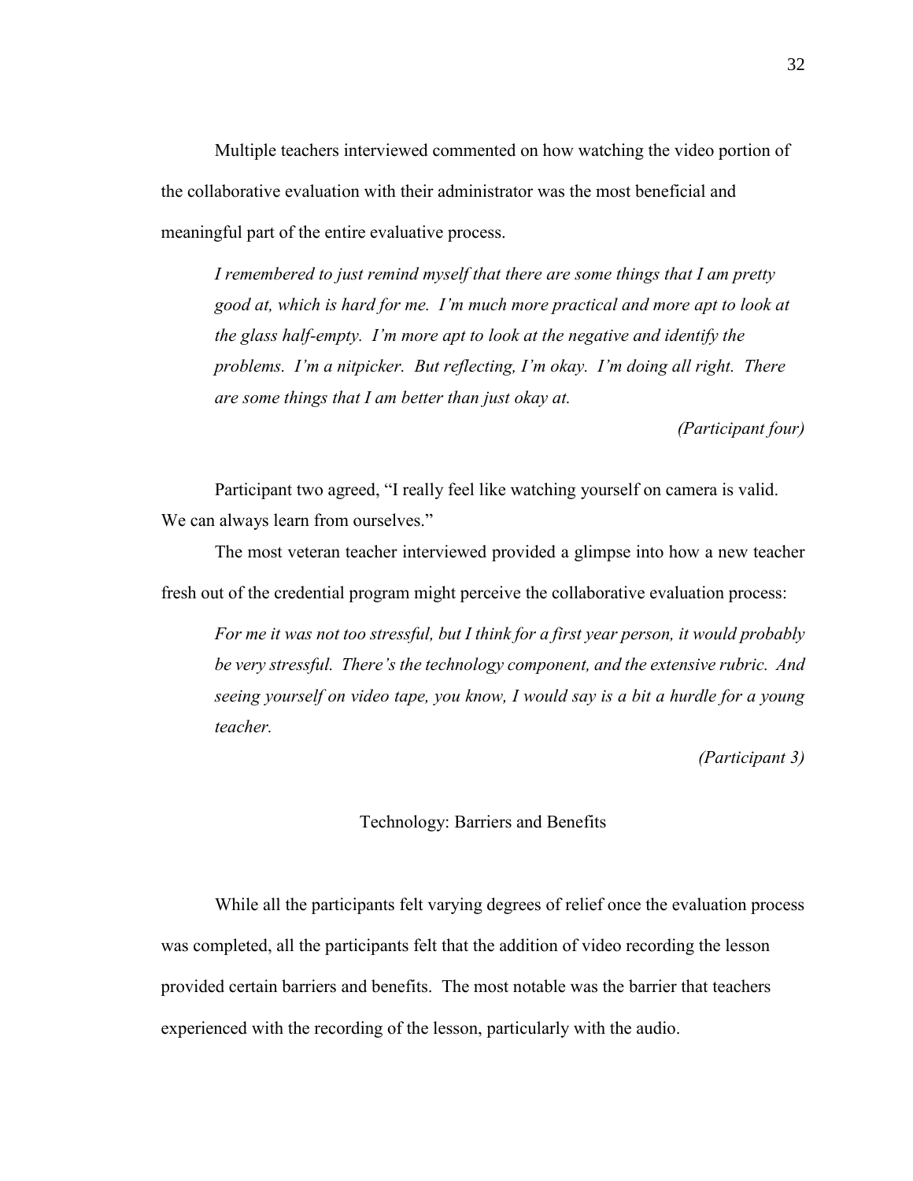Multiple teachers interviewed commented on how watching the video portion of the collaborative evaluation with their administrator was the most beneficial and meaningful part of the entire evaluative process.

> *I remembered to just remind myself that there are some things that I am pretty good at, which is hard for me. I'm much more practical and more apt to look at the glass half-empty. I'm more apt to look at the negative and identify the problems. I'm a nitpicker. But reflecting, I'm okay. I'm doing all right. There are some things that I am better than just okay at.*
>
> *(Participant four)*

Participant two agreed, "I really feel like watching yourself on camera is valid. We can always learn from ourselves."

The most veteran teacher interviewed provided a glimpse into how a new teacher fresh out of the credential program might perceive the collaborative evaluation process:

> *For me it was not too stressful, but I think for a first year person, it would probably be very stressful. There's the technology component, and the extensive rubric. And seeing yourself on video tape, you know, I would say is a bit a hurdle for a young teacher.*
>
> *(Participant 3)*

## Technology: Barriers and Benefits

While all the participants felt varying degrees of relief once the evaluation process was completed, all the participants felt that the addition of video recording the lesson provided certain barriers and benefits. The most notable was the barrier that teachers experienced with the recording of the lesson, particularly with the audio.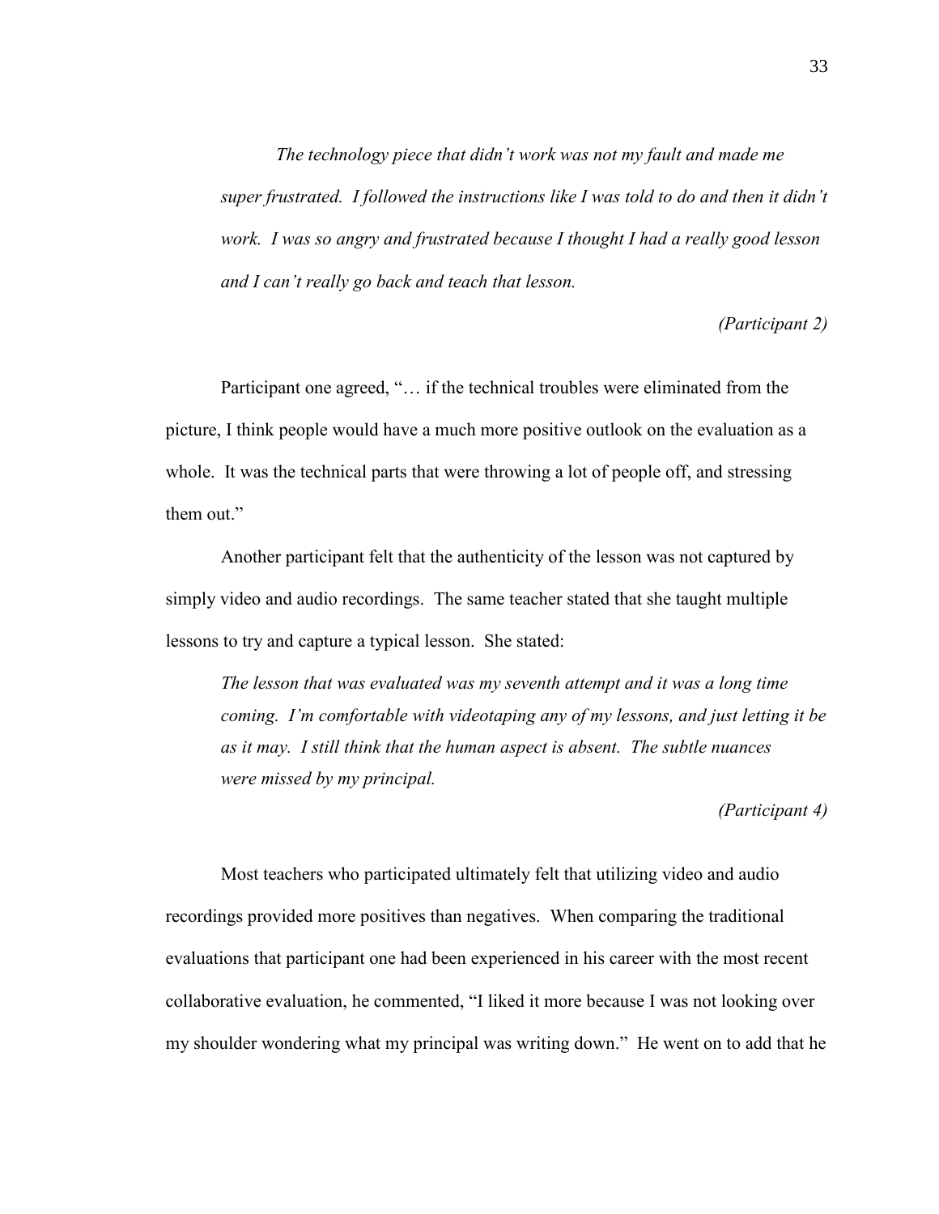*The technology piece that didn't work was not my fault and made me super frustrated. I followed the instructions like I was told to do and then it didn't work. I was so angry and frustrated because I thought I had a really good lesson and I can't really go back and teach that lesson.*

*(Participant 2)*

Participant one agreed, "… if the technical troubles were eliminated from the picture, I think people would have a much more positive outlook on the evaluation as a whole. It was the technical parts that were throwing a lot of people off, and stressing them out."

Another participant felt that the authenticity of the lesson was not captured by simply video and audio recordings. The same teacher stated that she taught multiple lessons to try and capture a typical lesson. She stated:

*The lesson that was evaluated was my seventh attempt and it was a long time coming. I'm comfortable with videotaping any of my lessons, and just letting it be as it may. I still think that the human aspect is absent. The subtle nuances were missed by my principal.*

*(Participant 4)*

Most teachers who participated ultimately felt that utilizing video and audio recordings provided more positives than negatives. When comparing the traditional evaluations that participant one had been experienced in his career with the most recent collaborative evaluation, he commented, "I liked it more because I was not looking over my shoulder wondering what my principal was writing down." He went on to add that he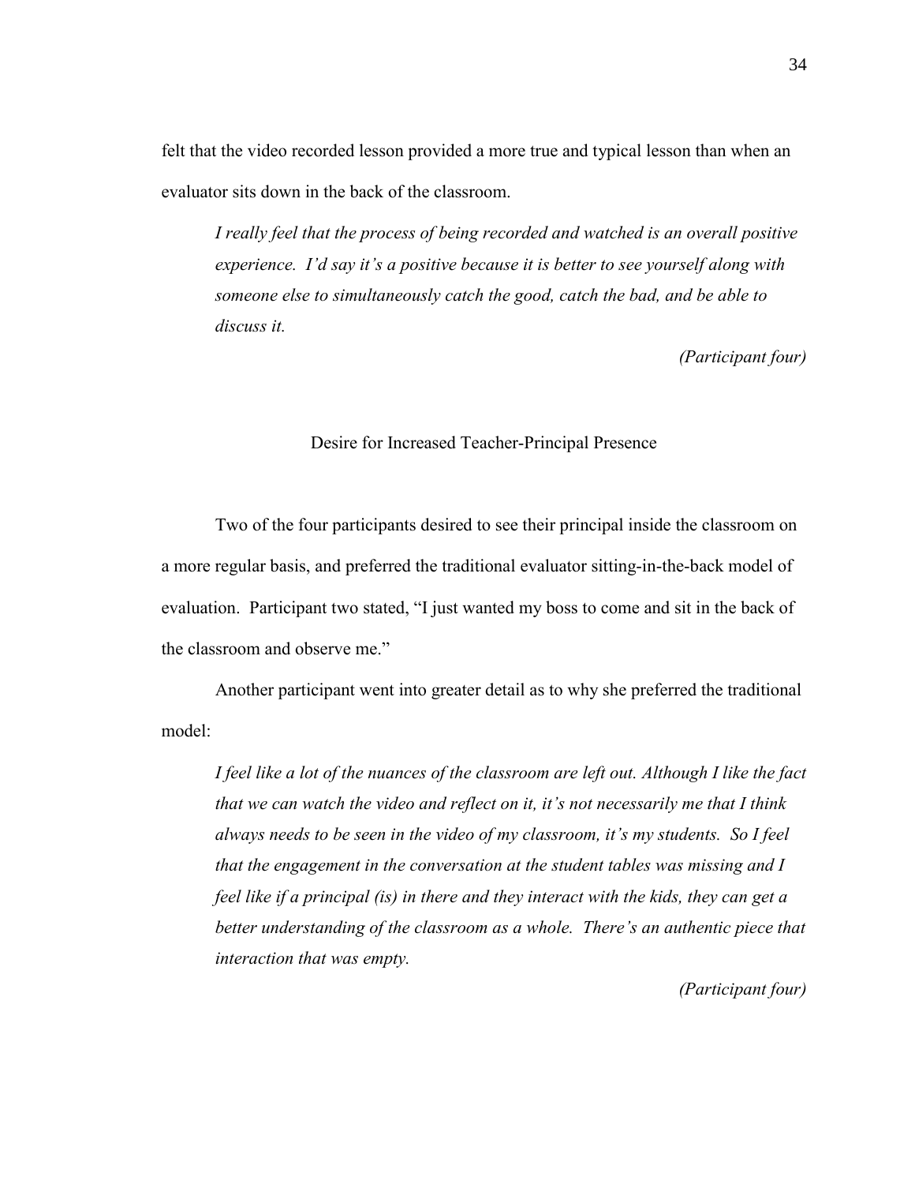felt that the video recorded lesson provided a more true and typical lesson than when an evaluator sits down in the back of the classroom.

> *I really feel that the process of being recorded and watched is an overall positive experience. I'd say it's a positive because it is better to see yourself along with someone else to simultaneously catch the good, catch the bad, and be able to discuss it.*
>
> *(Participant four)*

### Desire for Increased Teacher-Principal Presence

Two of the four participants desired to see their principal inside the classroom on a more regular basis, and preferred the traditional evaluator sitting-in-the-back model of evaluation. Participant two stated, "I just wanted my boss to come and sit in the back of the classroom and observe me."

Another participant went into greater detail as to why she preferred the traditional model:

> *I feel like a lot of the nuances of the classroom are left out. Although I like the fact that we can watch the video and reflect on it, it's not necessarily me that I think always needs to be seen in the video of my classroom, it's my students. So I feel that the engagement in the conversation at the student tables was missing and I feel like if a principal (is) in there and they interact with the kids, they can get a better understanding of the classroom as a whole. There's an authentic piece that interaction that was empty.*
>
> *(Participant four)*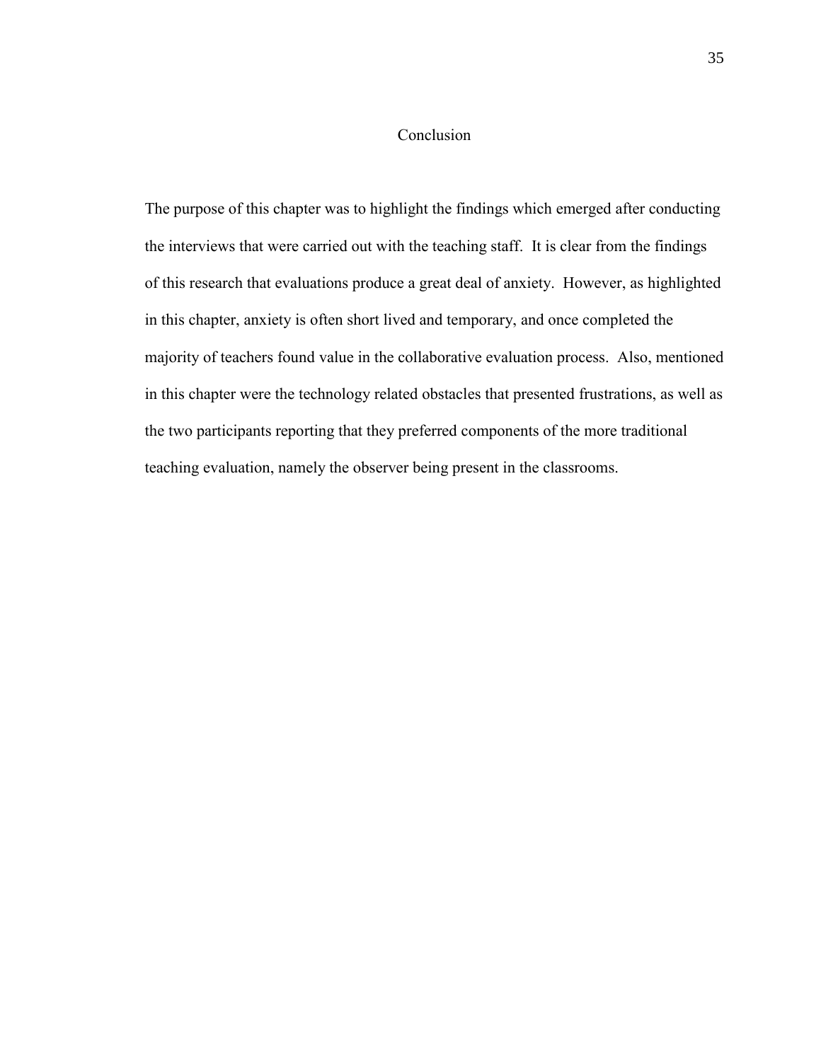## Conclusion

The purpose of this chapter was to highlight the findings which emerged after conducting the interviews that were carried out with the teaching staff. It is clear from the findings of this research that evaluations produce a great deal of anxiety. However, as highlighted in this chapter, anxiety is often short lived and temporary, and once completed the majority of teachers found value in the collaborative evaluation process. Also, mentioned in this chapter were the technology related obstacles that presented frustrations, as well as the two participants reporting that they preferred components of the more traditional teaching evaluation, namely the observer being present in the classrooms.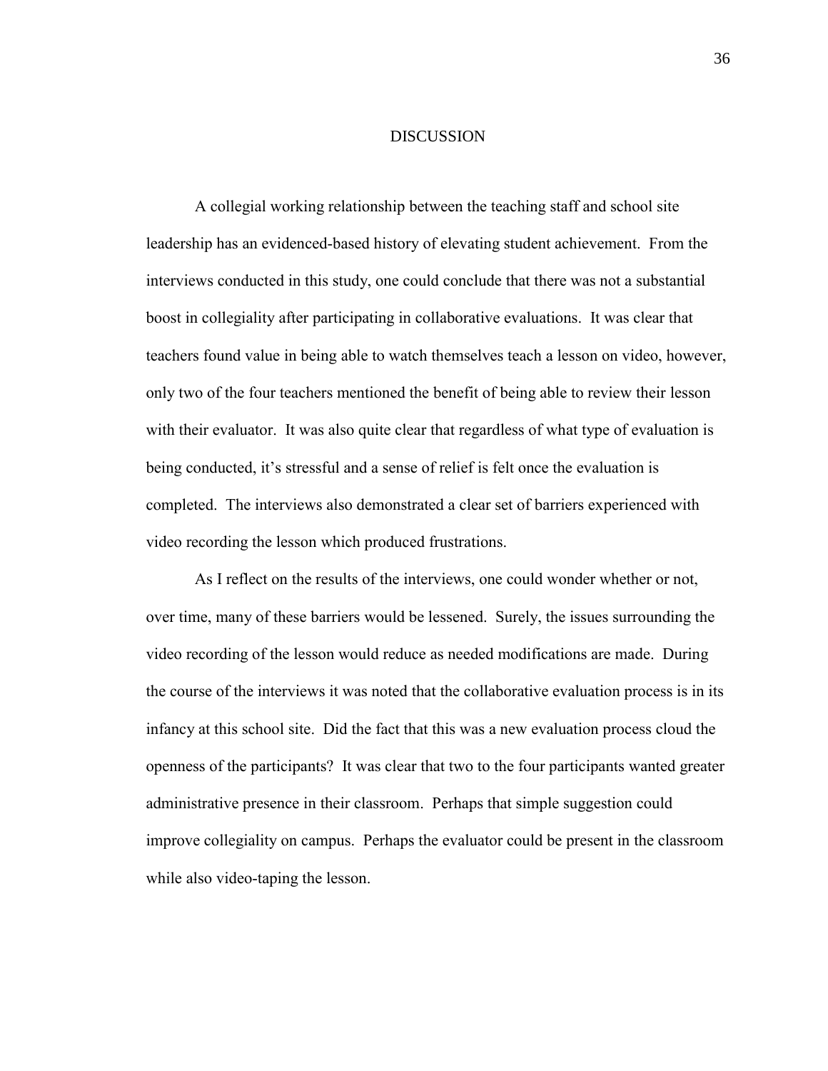# DISCUSSION

A collegial working relationship between the teaching staff and school site leadership has an evidenced-based history of elevating student achievement. From the interviews conducted in this study, one could conclude that there was not a substantial boost in collegiality after participating in collaborative evaluations. It was clear that teachers found value in being able to watch themselves teach a lesson on video, however, only two of the four teachers mentioned the benefit of being able to review their lesson with their evaluator. It was also quite clear that regardless of what type of evaluation is being conducted, it's stressful and a sense of relief is felt once the evaluation is completed. The interviews also demonstrated a clear set of barriers experienced with video recording the lesson which produced frustrations.

As I reflect on the results of the interviews, one could wonder whether or not, over time, many of these barriers would be lessened. Surely, the issues surrounding the video recording of the lesson would reduce as needed modifications are made. During the course of the interviews it was noted that the collaborative evaluation process is in its infancy at this school site. Did the fact that this was a new evaluation process cloud the openness of the participants? It was clear that two to the four participants wanted greater administrative presence in their classroom. Perhaps that simple suggestion could improve collegiality on campus. Perhaps the evaluator could be present in the classroom while also video-taping the lesson.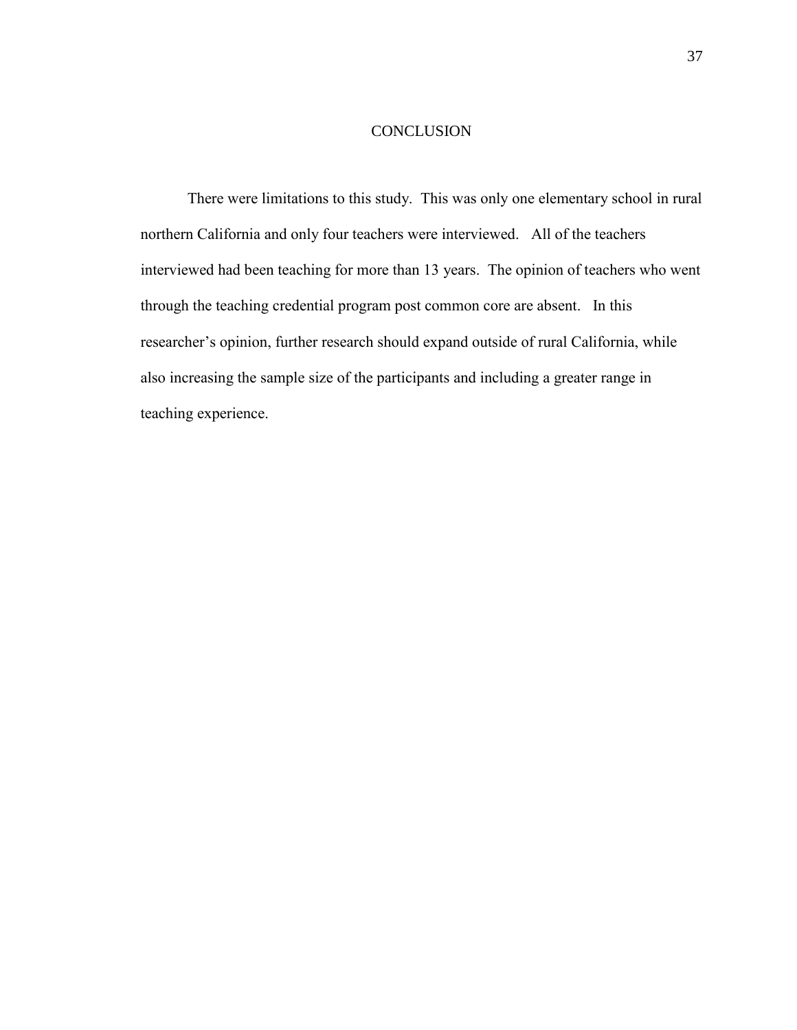# CONCLUSION

There were limitations to this study. This was only one elementary school in rural northern California and only four teachers were interviewed. All of the teachers interviewed had been teaching for more than 13 years. The opinion of teachers who went through the teaching credential program post common core are absent. In this researcher's opinion, further research should expand outside of rural California, while also increasing the sample size of the participants and including a greater range in teaching experience.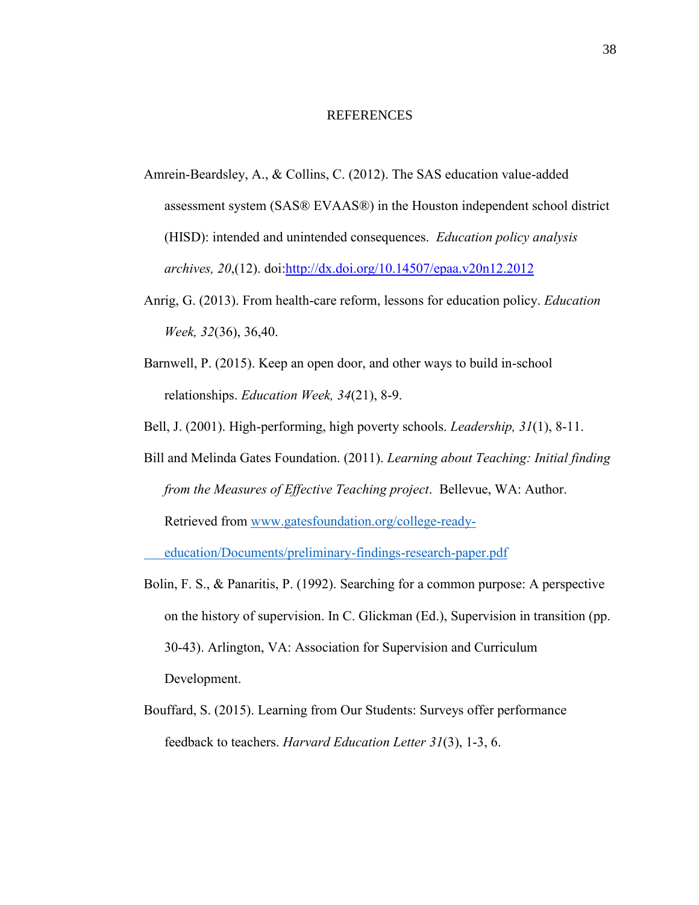# REFERENCES

Amrein-Beardsley, A., & Collins, C. (2012). The SAS education value-added assessment system (SAS® EVAAS®) in the Houston independent school district (HISD): intended and unintended consequences. *Education policy analysis archives, 20*,(12). doi:http://dx.doi.org/10.14507/epaa.v20n12.2012

Anrig, G. (2013). From health-care reform, lessons for education policy. *Education Week, 32*(36), 36,40.

Barnwell, P. (2015). Keep an open door, and other ways to build in-school relationships. *Education Week, 34*(21), 8-9.

Bell, J. (2001). High-performing, high poverty schools. *Leadership, 31*(1), 8-11.

Bill and Melinda Gates Foundation. (2011). *Learning about Teaching: Initial finding from the Measures of Effective Teaching project*. Bellevue, WA: Author. Retrieved from www.gatesfoundation.org/college-ready-education/Documents/preliminary-findings-research-paper.pdf

Bolin, F. S., & Panaritis, P. (1992). Searching for a common purpose: A perspective on the history of supervision. In C. Glickman (Ed.), Supervision in transition (pp. 30-43). Arlington, VA: Association for Supervision and Curriculum Development.

Bouffard, S. (2015). Learning from Our Students: Surveys offer performance feedback to teachers. *Harvard Education Letter 31*(3), 1-3, 6.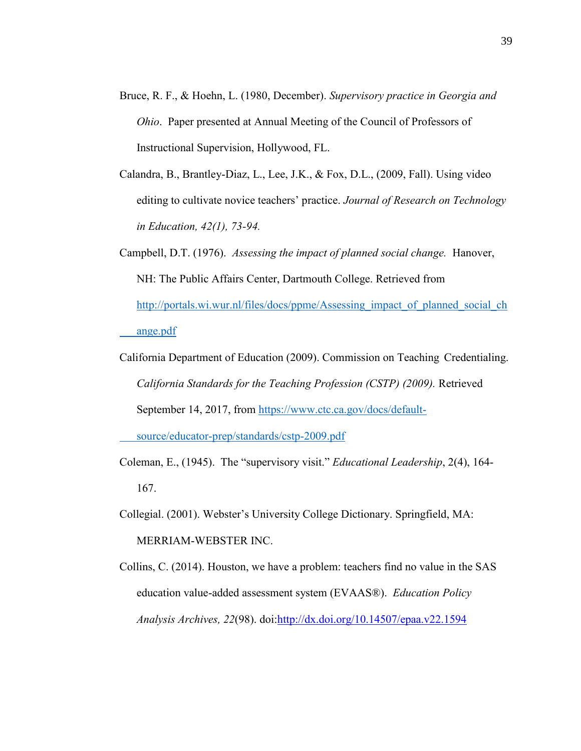Bruce, R. F., & Hoehn, L. (1980, December). *Supervisory practice in Georgia and Ohio*. Paper presented at Annual Meeting of the Council of Professors of Instructional Supervision, Hollywood, FL.

Calandra, B., Brantley-Diaz, L., Lee, J.K., & Fox, D.L., (2009, Fall). Using video editing to cultivate novice teachers' practice. *Journal of Research on Technology in Education, 42(1), 73-94.*

Campbell, D.T. (1976). *Assessing the impact of planned social change.* Hanover, NH: The Public Affairs Center, Dartmouth College. Retrieved from http://portals.wi.wur.nl/files/docs/ppme/Assessing_impact_of_planned_social_change.pdf

California Department of Education (2009). Commission on Teaching Credentialing. *California Standards for the Teaching Profession (CSTP) (2009).* Retrieved September 14, 2017, from https://www.ctc.ca.gov/docs/default-source/educator-prep/standards/cstp-2009.pdf

Coleman, E., (1945). The "supervisory visit." *Educational Leadership*, 2(4), 164-167.

Collegial. (2001). Webster's University College Dictionary. Springfield, MA: MERRIAM-WEBSTER INC.

Collins, C. (2014). Houston, we have a problem: teachers find no value in the SAS education value-added assessment system (EVAAS®). *Education Policy Analysis Archives, 22*(98). doi:http://dx.doi.org/10.14507/epaa.v22.1594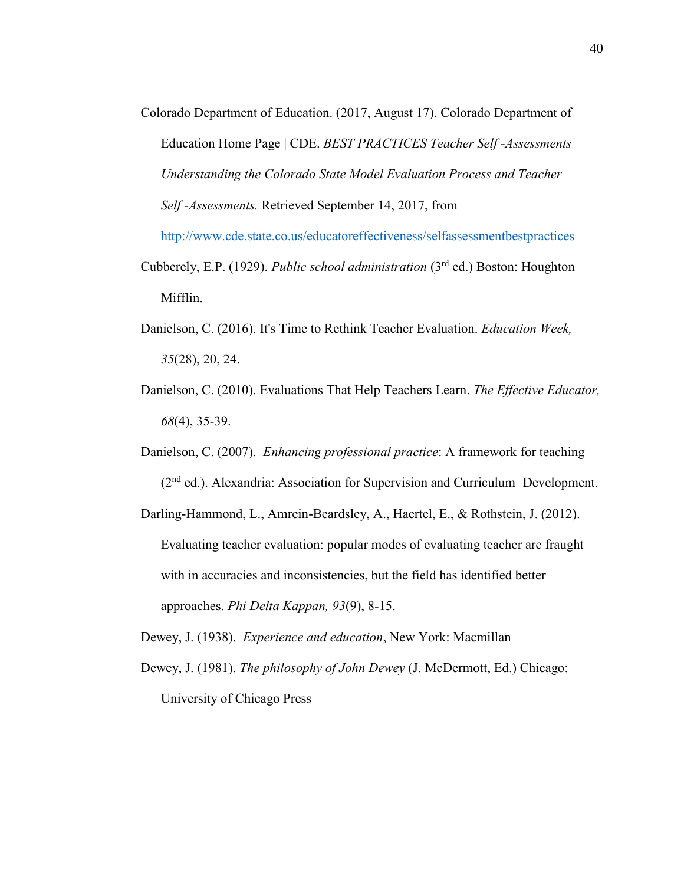Colorado Department of Education. (2017, August 17). Colorado Department of Education Home Page | CDE. *BEST PRACTICES Teacher Self -Assessments Understanding the Colorado State Model Evaluation Process and Teacher Self -Assessments.* Retrieved September 14, 2017, from http://www.cde.state.co.us/educatoreffectiveness/selfassessmentbestpractices

Cubberely, E.P. (1929). *Public school administration* (3rd ed.) Boston: Houghton Mifflin.

Danielson, C. (2016). It's Time to Rethink Teacher Evaluation. *Education Week, 35*(28), 20, 24.

Danielson, C. (2010). Evaluations That Help Teachers Learn. *The Effective Educator, 68*(4), 35-39.

Danielson, C. (2007). *Enhancing professional practice*: A framework for teaching (2nd ed.). Alexandria: Association for Supervision and Curriculum Development.

Darling-Hammond, L., Amrein-Beardsley, A., Haertel, E., & Rothstein, J. (2012). Evaluating teacher evaluation: popular modes of evaluating teacher are fraught with in accuracies and inconsistencies, but the field has identified better approaches. *Phi Delta Kappan, 93*(9), 8-15.

Dewey, J. (1938). *Experience and education*, New York: Macmillan

Dewey, J. (1981). *The philosophy of John Dewey* (J. McDermott, Ed.) Chicago: University of Chicago Press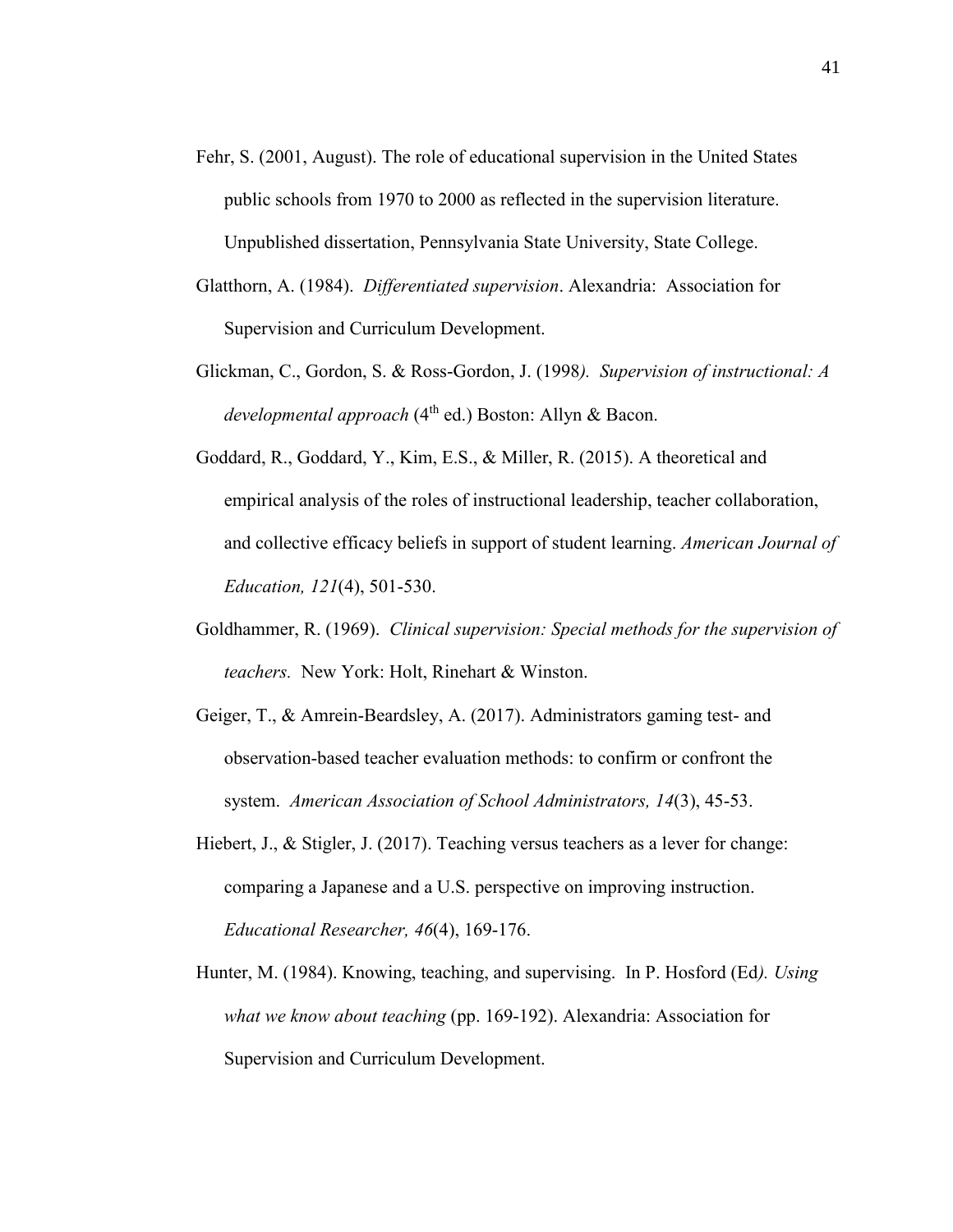Fehr, S. (2001, August). The role of educational supervision in the United States public schools from 1970 to 2000 as reflected in the supervision literature. Unpublished dissertation, Pennsylvania State University, State College.

Glatthorn, A. (1984). *Differentiated supervision*. Alexandria: Association for Supervision and Curriculum Development.

Glickman, C., Gordon, S. & Ross-Gordon, J. (1998*). Supervision of instructional: A developmental approach* (4th ed.) Boston: Allyn & Bacon.

Goddard, R., Goddard, Y., Kim, E.S., & Miller, R. (2015). A theoretical and empirical analysis of the roles of instructional leadership, teacher collaboration, and collective efficacy beliefs in support of student learning. *American Journal of Education, 121*(4), 501-530.

Goldhammer, R. (1969). *Clinical supervision: Special methods for the supervision of teachers.* New York: Holt, Rinehart & Winston.

Geiger, T., & Amrein-Beardsley, A. (2017). Administrators gaming test- and observation-based teacher evaluation methods: to confirm or confront the system. *American Association of School Administrators, 14*(3), 45-53.

Hiebert, J., & Stigler, J. (2017). Teaching versus teachers as a lever for change: comparing a Japanese and a U.S. perspective on improving instruction. *Educational Researcher, 46*(4), 169-176.

Hunter, M. (1984). Knowing, teaching, and supervising. In P. Hosford (Ed*). Using what we know about teaching* (pp. 169-192). Alexandria: Association for Supervision and Curriculum Development.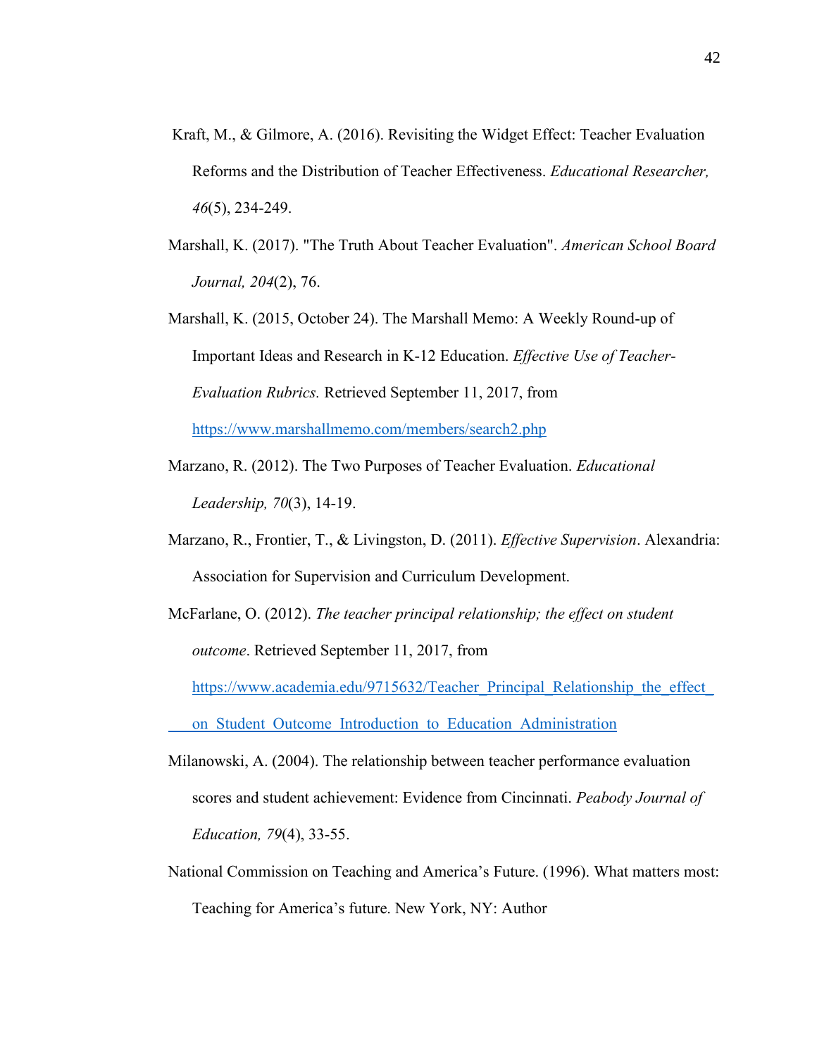Kraft, M., & Gilmore, A. (2016). Revisiting the Widget Effect: Teacher Evaluation Reforms and the Distribution of Teacher Effectiveness. *Educational Researcher, 46*(5), 234-249.

Marshall, K. (2017). "The Truth About Teacher Evaluation". *American School Board Journal, 204*(2), 76.

Marshall, K. (2015, October 24). The Marshall Memo: A Weekly Round-up of Important Ideas and Research in K-12 Education. *Effective Use of Teacher-Evaluation Rubrics.* Retrieved September 11, 2017, from https://www.marshallmemo.com/members/search2.php

Marzano, R. (2012). The Two Purposes of Teacher Evaluation. *Educational Leadership, 70*(3), 14-19.

Marzano, R., Frontier, T., & Livingston, D. (2011). *Effective Supervision*. Alexandria: Association for Supervision and Curriculum Development.

McFarlane, O. (2012). *The teacher principal relationship; the effect on student outcome*. Retrieved September 11, 2017, from https://www.academia.edu/9715632/Teacher_Principal_Relationship_the_effect_on_Student_Outcome_Introduction_to_Education_Administration

Milanowski, A. (2004). The relationship between teacher performance evaluation scores and student achievement: Evidence from Cincinnati. *Peabody Journal of Education, 79*(4), 33-55.

National Commission on Teaching and America's Future. (1996). What matters most: Teaching for America's future. New York, NY: Author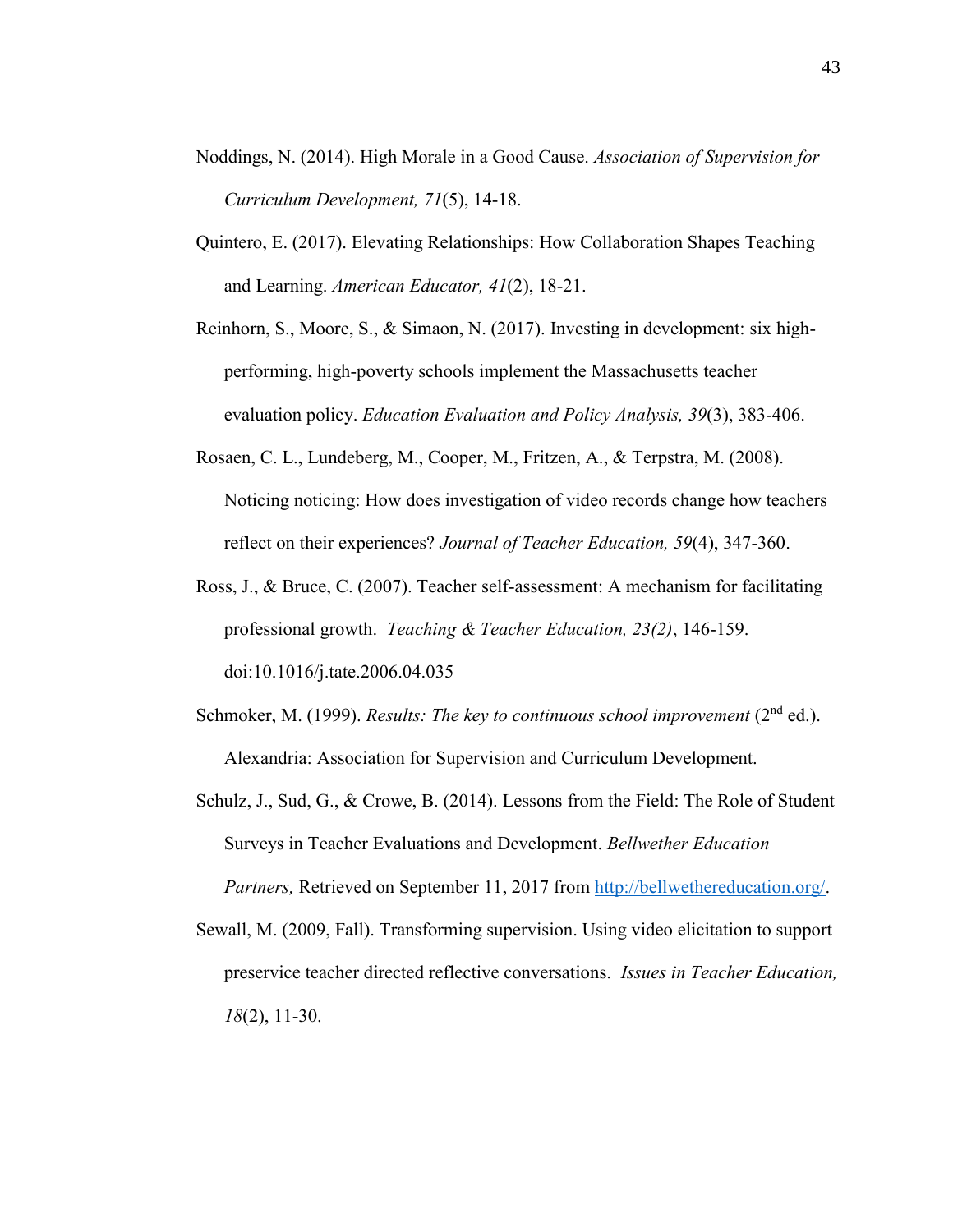Noddings, N. (2014). High Morale in a Good Cause. *Association of Supervision for Curriculum Development, 71*(5), 14-18.

Quintero, E. (2017). Elevating Relationships: How Collaboration Shapes Teaching and Learning. *American Educator, 41*(2), 18-21.

Reinhorn, S., Moore, S., & Simaon, N. (2017). Investing in development: six high-performing, high-poverty schools implement the Massachusetts teacher evaluation policy. *Education Evaluation and Policy Analysis, 39*(3), 383-406.

Rosaen, C. L., Lundeberg, M., Cooper, M., Fritzen, A., & Terpstra, M. (2008). Noticing noticing: How does investigation of video records change how teachers reflect on their experiences? *Journal of Teacher Education, 59*(4), 347-360.

Ross, J., & Bruce, C. (2007). Teacher self-assessment: A mechanism for facilitating professional growth. *Teaching & Teacher Education, 23(2)*, 146-159. doi:10.1016/j.tate.2006.04.035

Schmoker, M. (1999). *Results: The key to continuous school improvement* (2nd ed.). Alexandria: Association for Supervision and Curriculum Development.

Schulz, J., Sud, G., & Crowe, B. (2014). Lessons from the Field: The Role of Student Surveys in Teacher Evaluations and Development. *Bellwether Education Partners,* Retrieved on September 11, 2017 from http://bellwethereducation.org/.

Sewall, M. (2009, Fall). Transforming supervision. Using video elicitation to support preservice teacher directed reflective conversations. *Issues in Teacher Education, 18*(2), 11-30.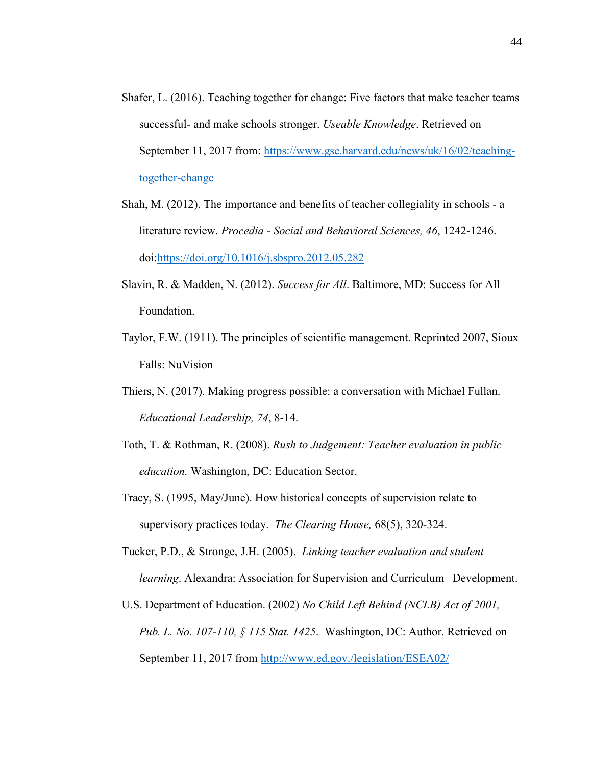Shafer, L. (2016). Teaching together for change: Five factors that make teacher teams successful- and make schools stronger. *Useable Knowledge*. Retrieved on September 11, 2017 from: https://www.gse.harvard.edu/news/uk/16/02/teaching-together-change

Shah, M. (2012). The importance and benefits of teacher collegiality in schools - a literature review. *Procedia - Social and Behavioral Sciences, 46*, 1242-1246. doi:https://doi.org/10.1016/j.sbspro.2012.05.282

Slavin, R. & Madden, N. (2012). *Success for All*. Baltimore, MD: Success for All Foundation.

Taylor, F.W. (1911). The principles of scientific management. Reprinted 2007, Sioux Falls: NuVision

Thiers, N. (2017). Making progress possible: a conversation with Michael Fullan. *Educational Leadership, 74*, 8-14.

Toth, T. & Rothman, R. (2008). *Rush to Judgement: Teacher evaluation in public education.* Washington, DC: Education Sector.

Tracy, S. (1995, May/June). How historical concepts of supervision relate to supervisory practices today. *The Clearing House,* 68(5), 320-324.

Tucker, P.D., & Stronge, J.H. (2005). *Linking teacher evaluation and student learning*. Alexandra: Association for Supervision and Curriculum Development.

U.S. Department of Education. (2002) *No Child Left Behind (NCLB) Act of 2001, Pub. L. No. 107-110, § 115 Stat. 1425*. Washington, DC: Author. Retrieved on September 11, 2017 from http://www.ed.gov./legislation/ESEA02/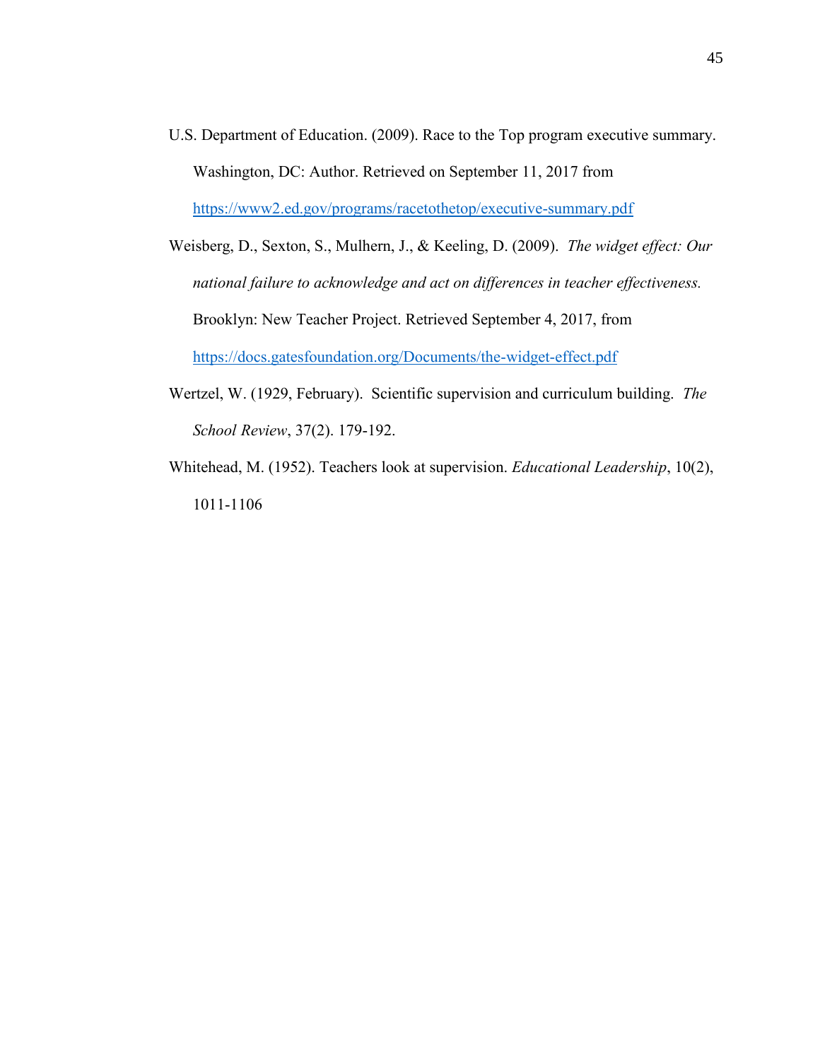U.S. Department of Education. (2009). Race to the Top program executive summary. Washington, DC: Author. Retrieved on September 11, 2017 from https://www2.ed.gov/programs/racetothetop/executive-summary.pdf

Weisberg, D., Sexton, S., Mulhern, J., & Keeling, D. (2009). *The widget effect: Our national failure to acknowledge and act on differences in teacher effectiveness.* Brooklyn: New Teacher Project. Retrieved September 4, 2017, from https://docs.gatesfoundation.org/Documents/the-widget-effect.pdf

Wertzel, W. (1929, February). Scientific supervision and curriculum building. *The School Review*, 37(2). 179-192.

Whitehead, M. (1952). Teachers look at supervision. *Educational Leadership*, 10(2), 1011-1106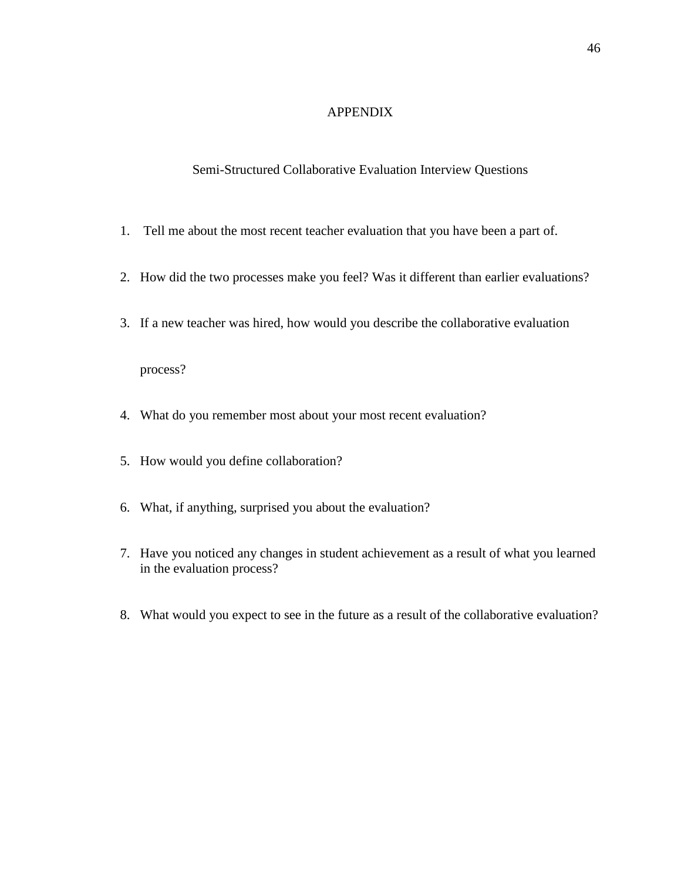# APPENDIX

## Semi-Structured Collaborative Evaluation Interview Questions

1. Tell me about the most recent teacher evaluation that you have been a part of.
2. How did the two processes make you feel? Was it different than earlier evaluations?
3. If a new teacher was hired, how would you describe the collaborative evaluation process?
4. What do you remember most about your most recent evaluation?
5. How would you define collaboration?
6. What, if anything, surprised you about the evaluation?
7. Have you noticed any changes in student achievement as a result of what you learned in the evaluation process?
8. What would you expect to see in the future as a result of the collaborative evaluation?